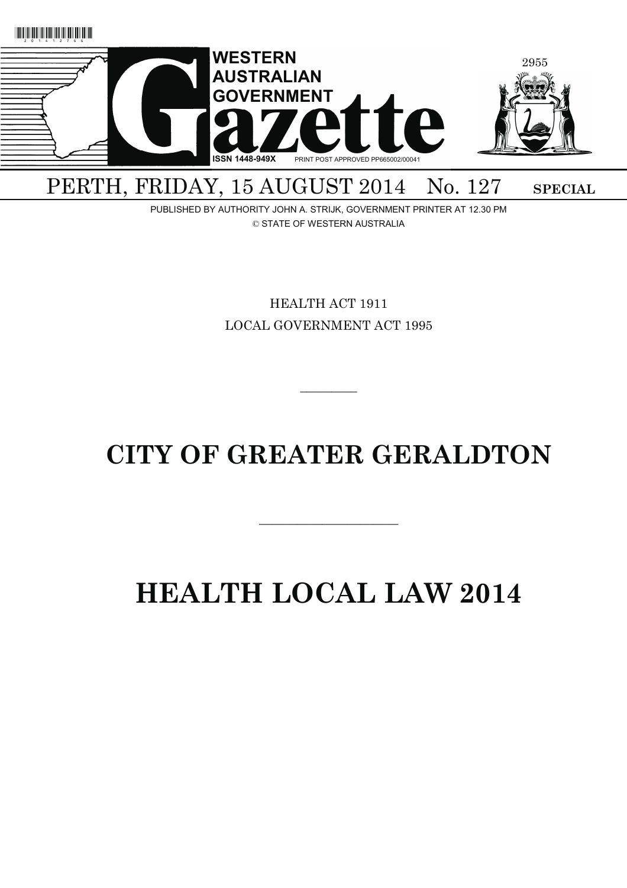# WESTERN AUSTRALIAN GOVERNMENT Gazette

ISSN 1448-949X PRINT POST APPROVED PP665002/00041

PERTH, FRIDAY, 15 AUGUST 2014 No. 127 **SPECIAL**

PUBLISHED BY AUTHORITY JOHN A. STRIJK, GOVERNMENT PRINTER AT 12.30 PM

© STATE OF WESTERN AUSTRALIA

HEALTH ACT 1911

LOCAL GOVERNMENT ACT 1995

---

# CITY OF GREATER GERALDTON

---

# HEALTH LOCAL LAW 2014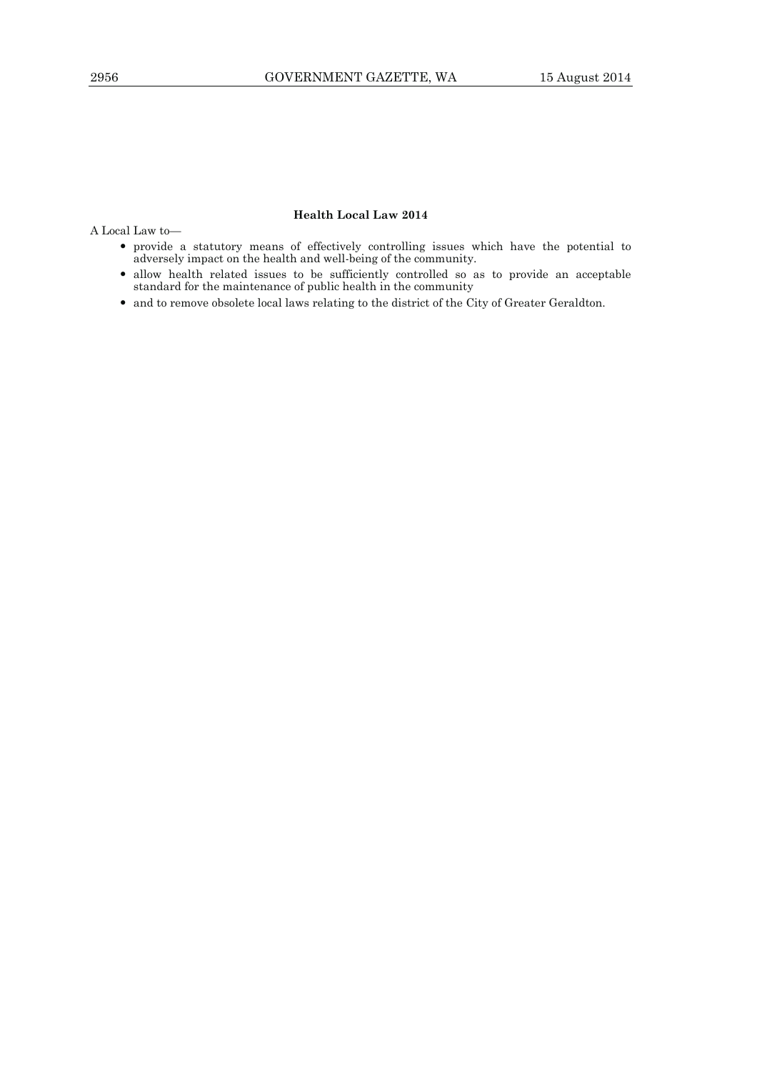**Health Local Law 2014**

A Local Law to—

- provide a statutory means of effectively controlling issues which have the potential to adversely impact on the health and well-being of the community.
- allow health related issues to be sufficiently controlled so as to provide an acceptable standard for the maintenance of public health in the community
- and to remove obsolete local laws relating to the district of the City of Greater Geraldton.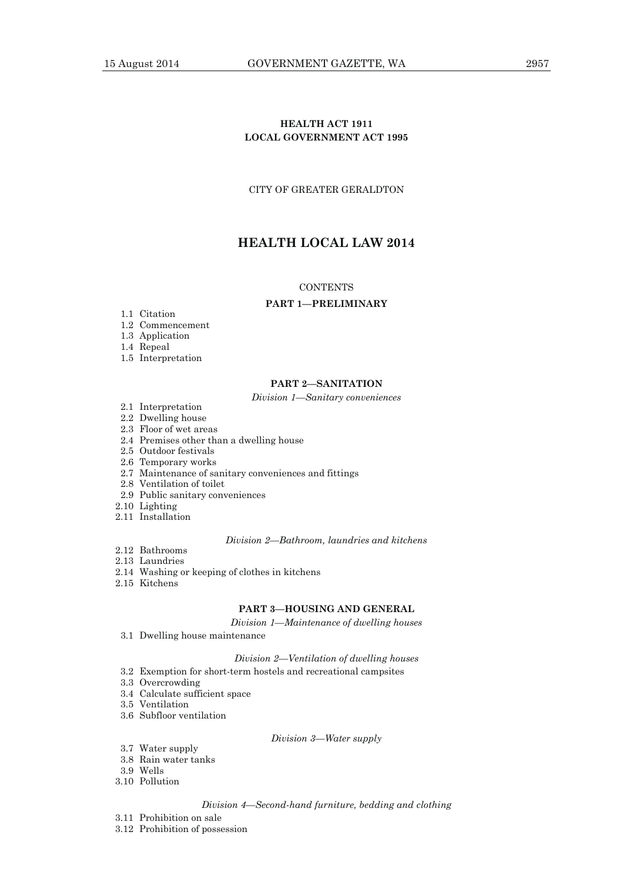**HEALTH ACT 1911**
**LOCAL GOVERNMENT ACT 1995**

CITY OF GREATER GERALDTON

# HEALTH LOCAL LAW 2014

CONTENTS

**PART 1—PRELIMINARY**

1.1 Citation
1.2 Commencement
1.3 Application
1.4 Repeal
1.5 Interpretation

**PART 2—SANITATION**

*Division 1—Sanitary conveniences*

2.1 Interpretation
2.2 Dwelling house
2.3 Floor of wet areas
2.4 Premises other than a dwelling house
2.5 Outdoor festivals
2.6 Temporary works
2.7 Maintenance of sanitary conveniences and fittings
2.8 Ventilation of toilet
2.9 Public sanitary conveniences
2.10 Lighting
2.11 Installation

*Division 2—Bathroom, laundries and kitchens*

2.12 Bathrooms
2.13 Laundries
2.14 Washing or keeping of clothes in kitchens
2.15 Kitchens

**PART 3—HOUSING AND GENERAL**

*Division 1—Maintenance of dwelling houses*

3.1 Dwelling house maintenance

*Division 2—Ventilation of dwelling houses*

3.2 Exemption for short-term hostels and recreational campsites
3.3 Overcrowding
3.4 Calculate sufficient space
3.5 Ventilation
3.6 Subfloor ventilation

*Division 3—Water supply*

3.7 Water supply
3.8 Rain water tanks
3.9 Wells
3.10 Pollution

*Division 4—Second-hand furniture, bedding and clothing*

3.11 Prohibition on sale
3.12 Prohibition of possession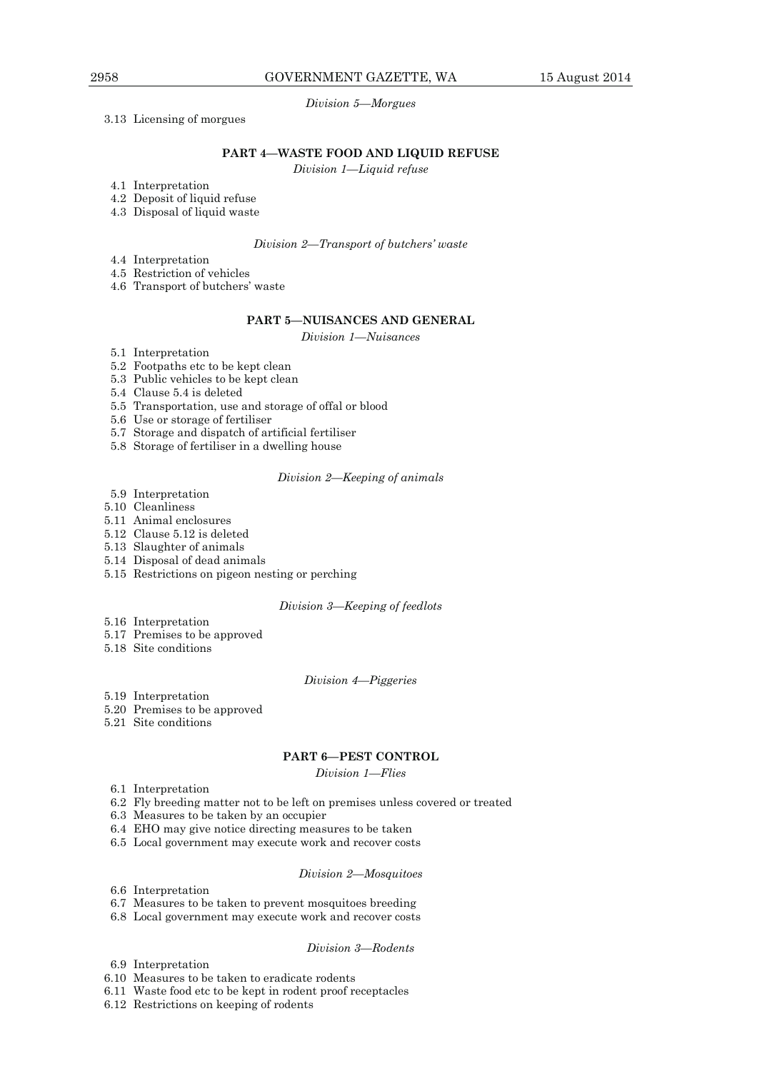*Division 5—Morgues*

3.13 Licensing of morgues

**PART 4—WASTE FOOD AND LIQUID REFUSE**

*Division 1—Liquid refuse*

4.1 Interpretation
4.2 Deposit of liquid refuse
4.3 Disposal of liquid waste

*Division 2—Transport of butchers' waste*

4.4 Interpretation
4.5 Restriction of vehicles
4.6 Transport of butchers' waste

**PART 5—NUISANCES AND GENERAL**

*Division 1—Nuisances*

5.1 Interpretation
5.2 Footpaths etc to be kept clean
5.3 Public vehicles to be kept clean
5.4 Clause 5.4 is deleted
5.5 Transportation, use and storage of offal or blood
5.6 Use or storage of fertiliser
5.7 Storage and dispatch of artificial fertiliser
5.8 Storage of fertiliser in a dwelling house

*Division 2—Keeping of animals*

5.9 Interpretation
5.10 Cleanliness
5.11 Animal enclosures
5.12 Clause 5.12 is deleted
5.13 Slaughter of animals
5.14 Disposal of dead animals
5.15 Restrictions on pigeon nesting or perching

*Division 3—Keeping of feedlots*

5.16 Interpretation
5.17 Premises to be approved
5.18 Site conditions

*Division 4—Piggeries*

5.19 Interpretation
5.20 Premises to be approved
5.21 Site conditions

**PART 6—PEST CONTROL**

*Division 1—Flies*

6.1 Interpretation
6.2 Fly breeding matter not to be left on premises unless covered or treated
6.3 Measures to be taken by an occupier
6.4 EHO may give notice directing measures to be taken
6.5 Local government may execute work and recover costs

*Division 2—Mosquitoes*

6.6 Interpretation
6.7 Measures to be taken to prevent mosquitoes breeding
6.8 Local government may execute work and recover costs

*Division 3—Rodents*

6.9 Interpretation
6.10 Measures to be taken to eradicate rodents
6.11 Waste food etc to be kept in rodent proof receptacles
6.12 Restrictions on keeping of rodents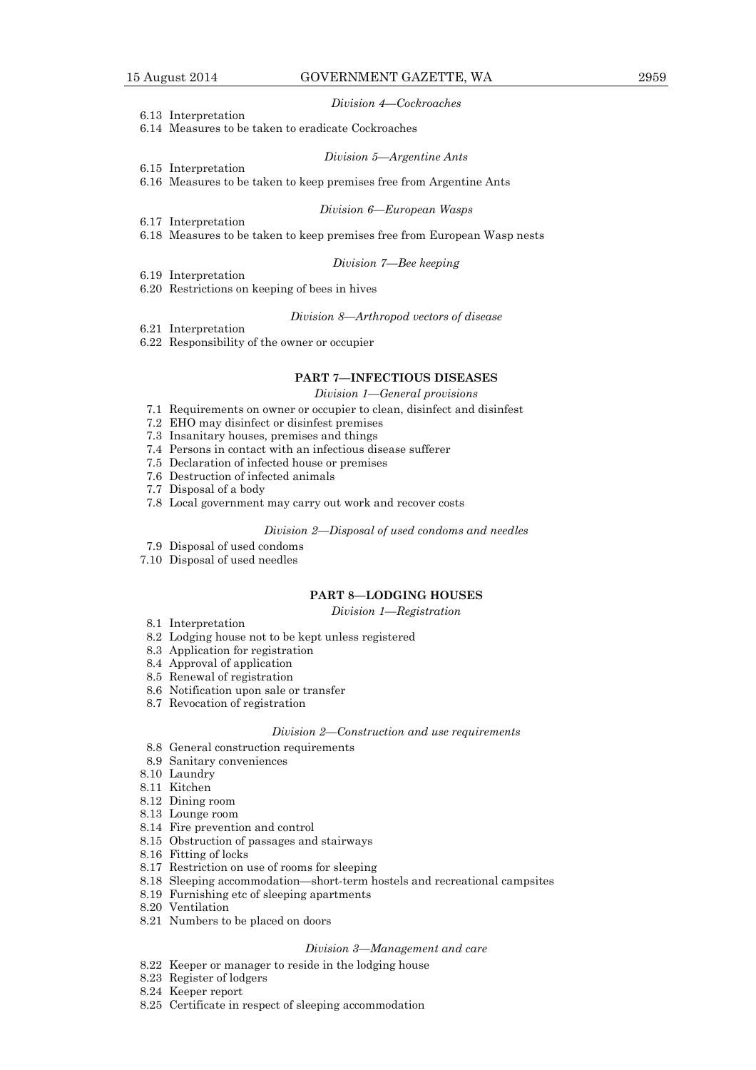*Division 4—Cockroaches*

6.13 Interpretation
6.14 Measures to be taken to eradicate Cockroaches

*Division 5—Argentine Ants*

6.15 Interpretation
6.16 Measures to be taken to keep premises free from Argentine Ants

*Division 6—European Wasps*

6.17 Interpretation
6.18 Measures to be taken to keep premises free from European Wasp nests

*Division 7—Bee keeping*

6.19 Interpretation
6.20 Restrictions on keeping of bees in hives

*Division 8—Arthropod vectors of disease*

6.21 Interpretation
6.22 Responsibility of the owner or occupier

**PART 7—INFECTIOUS DISEASES**

*Division 1—General provisions*

7.1 Requirements on owner or occupier to clean, disinfect and disinfest
7.2 EHO may disinfect or disinfest premises
7.3 Insanitary houses, premises and things
7.4 Persons in contact with an infectious disease sufferer
7.5 Declaration of infected house or premises
7.6 Destruction of infected animals
7.7 Disposal of a body
7.8 Local government may carry out work and recover costs

*Division 2—Disposal of used condoms and needles*

7.9 Disposal of used condoms
7.10 Disposal of used needles

**PART 8—LODGING HOUSES**

*Division 1—Registration*

8.1 Interpretation
8.2 Lodging house not to be kept unless registered
8.3 Application for registration
8.4 Approval of application
8.5 Renewal of registration
8.6 Notification upon sale or transfer
8.7 Revocation of registration

*Division 2—Construction and use requirements*

8.8 General construction requirements
8.9 Sanitary conveniences
8.10 Laundry
8.11 Kitchen
8.12 Dining room
8.13 Lounge room
8.14 Fire prevention and control
8.15 Obstruction of passages and stairways
8.16 Fitting of locks
8.17 Restriction on use of rooms for sleeping
8.18 Sleeping accommodation—short-term hostels and recreational campsites
8.19 Furnishing etc of sleeping apartments
8.20 Ventilation
8.21 Numbers to be placed on doors

*Division 3—Management and care*

8.22 Keeper or manager to reside in the lodging house
8.23 Register of lodgers
8.24 Keeper report
8.25 Certificate in respect of sleeping accommodation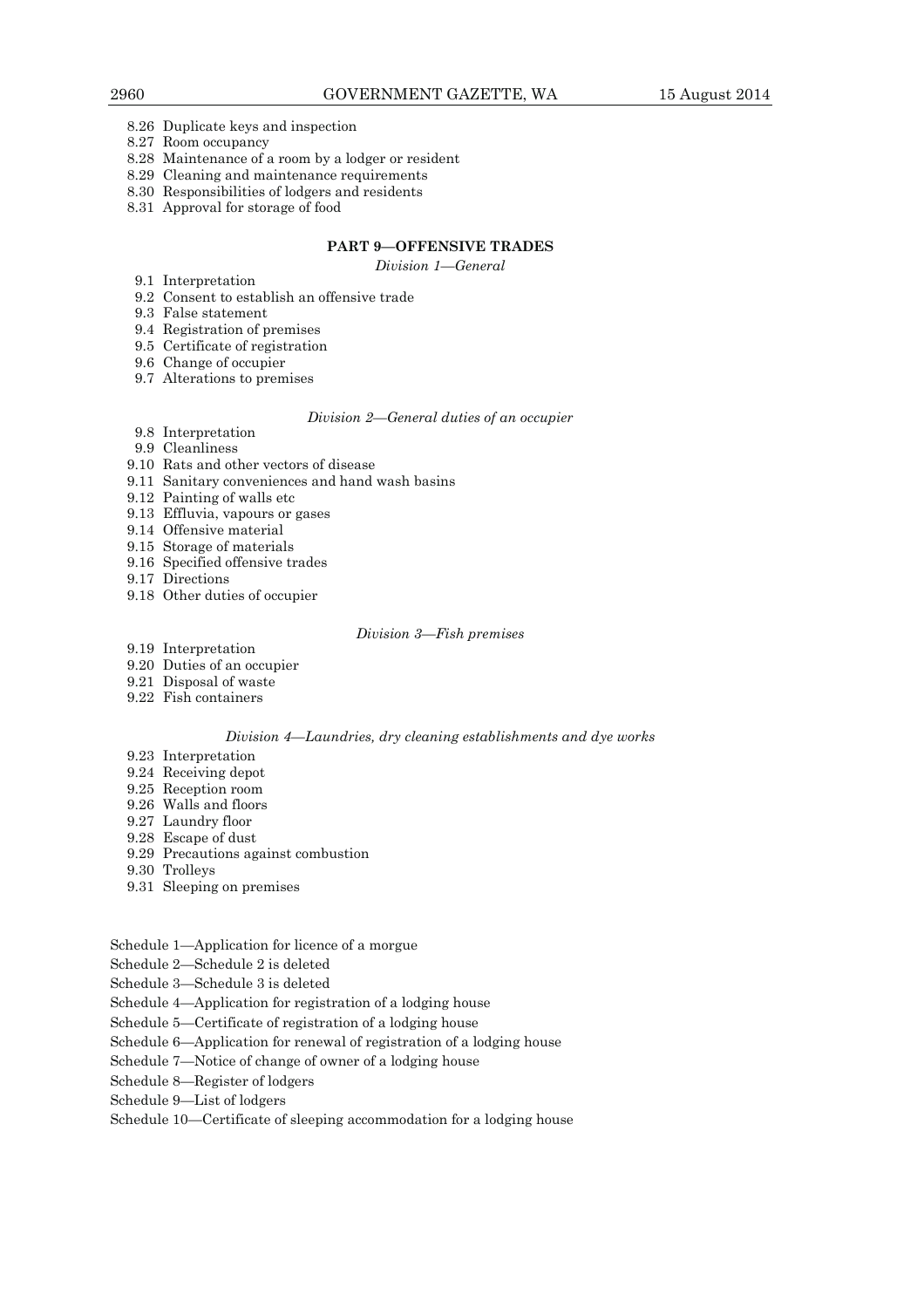8.26 Duplicate keys and inspection
8.27 Room occupancy
8.28 Maintenance of a room by a lodger or resident
8.29 Cleaning and maintenance requirements
8.30 Responsibilities of lodgers and residents
8.31 Approval for storage of food

## PART 9—OFFENSIVE TRADES

*Division 1—General*

9.1 Interpretation
9.2 Consent to establish an offensive trade
9.3 False statement
9.4 Registration of premises
9.5 Certificate of registration
9.6 Change of occupier
9.7 Alterations to premises

*Division 2—General duties of an occupier*

9.8 Interpretation
9.9 Cleanliness
9.10 Rats and other vectors of disease
9.11 Sanitary conveniences and hand wash basins
9.12 Painting of walls etc
9.13 Effluvia, vapours or gases
9.14 Offensive material
9.15 Storage of materials
9.16 Specified offensive trades
9.17 Directions
9.18 Other duties of occupier

*Division 3—Fish premises*

9.19 Interpretation
9.20 Duties of an occupier
9.21 Disposal of waste
9.22 Fish containers

*Division 4—Laundries, dry cleaning establishments and dye works*

9.23 Interpretation
9.24 Receiving depot
9.25 Reception room
9.26 Walls and floors
9.27 Laundry floor
9.28 Escape of dust
9.29 Precautions against combustion
9.30 Trolleys
9.31 Sleeping on premises

Schedule 1—Application for licence of a morgue

Schedule 2—Schedule 2 is deleted

Schedule 3—Schedule 3 is deleted

Schedule 4—Application for registration of a lodging house

Schedule 5—Certificate of registration of a lodging house

Schedule 6—Application for renewal of registration of a lodging house

Schedule 7—Notice of change of owner of a lodging house

Schedule 8—Register of lodgers

Schedule 9—List of lodgers

Schedule 10—Certificate of sleeping accommodation for a lodging house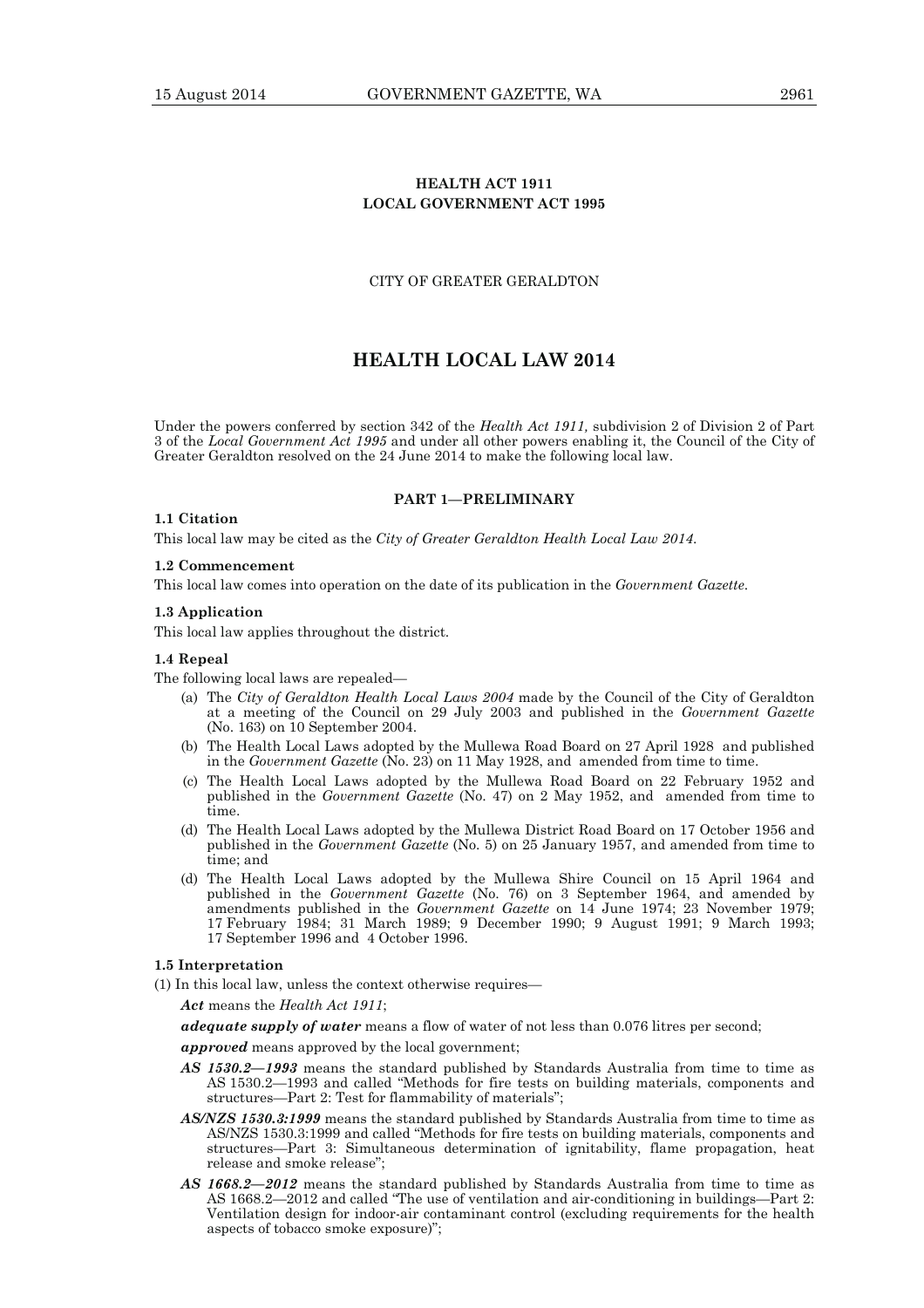**HEALTH ACT 1911**
**LOCAL GOVERNMENT ACT 1995**

CITY OF GREATER GERALDTON

# HEALTH LOCAL LAW 2014

Under the powers conferred by section 342 of the *Health Act 1911,* subdivision 2 of Division 2 of Part 3 of the *Local Government Act 1995* and under all other powers enabling it, the Council of the City of Greater Geraldton resolved on the 24 June 2014 to make the following local law.

## PART 1—PRELIMINARY

**1.1 Citation**

This local law may be cited as the *City of Greater Geraldton Health Local Law 2014.*

**1.2 Commencement**

This local law comes into operation on the date of its publication in the *Government Gazette*.

**1.3 Application**

This local law applies throughout the district.

**1.4 Repeal**

The following local laws are repealed—

(a) The *City of Geraldton Health Local Laws 2004* made by the Council of the City of Geraldton at a meeting of the Council on 29 July 2003 and published in the *Government Gazette* (No. 163) on 10 September 2004.

(b) The Health Local Laws adopted by the Mullewa Road Board on 27 April 1928 and published in the *Government Gazette* (No. 23) on 11 May 1928, and amended from time to time.

(c) The Health Local Laws adopted by the Mullewa Road Board on 22 February 1952 and published in the *Government Gazette* (No. 47) on 2 May 1952, and amended from time to time.

(d) The Health Local Laws adopted by the Mullewa District Road Board on 17 October 1956 and published in the *Government Gazette* (No. 5) on 25 January 1957, and amended from time to time; and

(d) The Health Local Laws adopted by the Mullewa Shire Council on 15 April 1964 and published in the *Government Gazette* (No. 76) on 3 September 1964, and amended by amendments published in the *Government Gazette* on 14 June 1974; 23 November 1979; 17 February 1984; 31 March 1989; 9 December 1990; 9 August 1991; 9 March 1993; 17 September 1996 and 4 October 1996.

**1.5 Interpretation**

(1) In this local law, unless the context otherwise requires—

***Act*** means the *Health Act 1911*;

***adequate supply of water*** means a flow of water of not less than 0.076 litres per second;

***approved*** means approved by the local government;

***AS 1530.2—1993*** means the standard published by Standards Australia from time to time as AS 1530.2—1993 and called "Methods for fire tests on building materials, components and structures—Part 2: Test for flammability of materials";

***AS/NZS 1530.3:1999*** means the standard published by Standards Australia from time to time as AS/NZS 1530.3:1999 and called "Methods for fire tests on building materials, components and structures—Part 3: Simultaneous determination of ignitability, flame propagation, heat release and smoke release";

***AS 1668.2—2012*** means the standard published by Standards Australia from time to time as AS 1668.2—2012 and called "The use of ventilation and air-conditioning in buildings—Part 2: Ventilation design for indoor-air contaminant control (excluding requirements for the health aspects of tobacco smoke exposure)";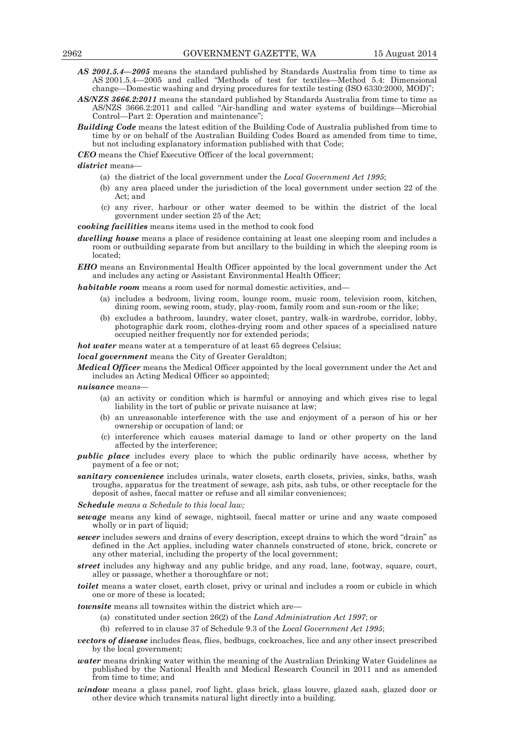***AS 2001.5.4—2005*** means the standard published by Standards Australia from time to time as AS 2001.5.4—2005 and called "Methods of test for textiles—Method 5.4: Dimensional change—Domestic washing and drying procedures for textile testing (ISO 6330:2000, MOD)";

***AS/NZS 3666.2:2011*** means the standard published by Standards Australia from time to time as AS/NZS 3666.2:2011 and called "Air-handling and water systems of buildings—Microbial Control—Part 2: Operation and maintenance";

***Building Code*** means the latest edition of the Building Code of Australia published from time to time by or on behalf of the Australian Building Codes Board as amended from time to time, but not including explanatory information published with that Code;

***CEO*** means the Chief Executive Officer of the local government;

***district*** means—

- (a) the district of the local government under the *Local Government Act 1995*;
- (b) any area placed under the jurisdiction of the local government under section 22 of the Act; and
- (c) any river, harbour or other water deemed to be within the district of the local government under section 25 of the Act;

***cooking facilities*** means items used in the method to cook food

***dwelling house*** means a place of residence containing at least one sleeping room and includes a room or outbuilding separate from but ancillary to the building in which the sleeping room is located;

***EHO*** means an Environmental Health Officer appointed by the local government under the Act and includes any acting or Assistant Environmental Health Officer;

***habitable room*** means a room used for normal domestic activities, and—

- (a) includes a bedroom, living room, lounge room, music room, television room, kitchen, dining room, sewing room, study, play-room, family room and sun-room or the like;
- (b) excludes a bathroom, laundry, water closet, pantry, walk-in wardrobe, corridor, lobby, photographic dark room, clothes-drying room and other spaces of a specialised nature occupied neither frequently nor for extended periods;

***hot water*** means water at a temperature of at least 65 degrees Celsius;

***local government*** means the City of Greater Geraldton;

***Medical Officer*** means the Medical Officer appointed by the local government under the Act and includes an Acting Medical Officer so appointed;

***nuisance*** means—

- (a) an activity or condition which is harmful or annoying and which gives rise to legal liability in the tort of public or private nuisance at law;
- (b) an unreasonable interference with the use and enjoyment of a person of his or her ownership or occupation of land; or
- (c) interference which causes material damage to land or other property on the land affected by the interference;

***public place*** includes every place to which the public ordinarily have access, whether by payment of a fee or not;

***sanitary convenience*** includes urinals, water closets, earth closets, privies, sinks, baths, wash troughs, apparatus for the treatment of sewage, ash pits, ash tubs, or other receptacle for the deposit of ashes, faecal matter or refuse and all similar conveniences;

***Schedule** means a Schedule to this local law;*

***sewage*** means any kind of sewage, nightsoil, faecal matter or urine and any waste composed wholly or in part of liquid;

***sewer*** includes sewers and drains of every description, except drains to which the word "drain" as defined in the Act applies, including water channels constructed of stone, brick, concrete or any other material, including the property of the local government;

***street*** includes any highway and any public bridge, and any road, lane, footway, square, court, alley or passage, whether a thoroughfare or not;

***toilet*** means a water closet, earth closet, privy or urinal and includes a room or cubicle in which one or more of these is located;

***townsite*** means all townsites within the district which are—

- (a) constituted under section 26(2) of the *Land Administration Act 1997*; or
- (b) referred to in clause 37 of Schedule 9.3 of the *Local Government Act 1995*;

***vectors of disease*** includes fleas, flies, bedbugs, cockroaches, lice and any other insect prescribed by the local government;

***water*** means drinking water within the meaning of the Australian Drinking Water Guidelines as published by the National Health and Medical Research Council in 2011 and as amended from time to time; and

***window*** means a glass panel, roof light, glass brick, glass louvre, glazed sash, glazed door or other device which transmits natural light directly into a building.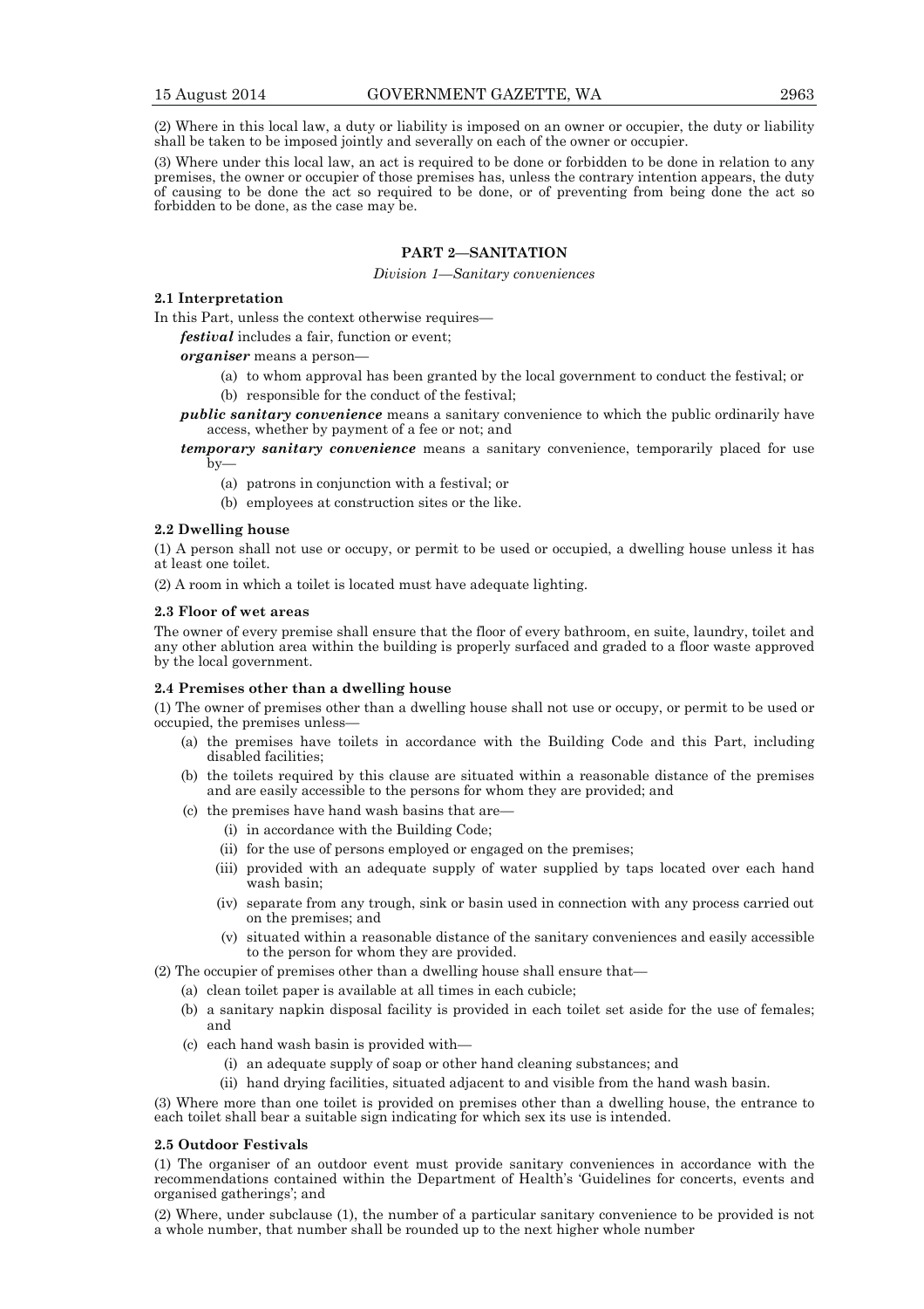(2) Where in this local law, a duty or liability is imposed on an owner or occupier, the duty or liability shall be taken to be imposed jointly and severally on each of the owner or occupier.

(3) Where under this local law, an act is required to be done or forbidden to be done in relation to any premises, the owner or occupier of those premises has, unless the contrary intention appears, the duty of causing to be done the act so required to be done, or of preventing from being done the act so forbidden to be done, as the case may be.

## PART 2—SANITATION

*Division 1—Sanitary conveniences*

### 2.1 Interpretation

In this Part, unless the context otherwise requires—

***festival*** includes a fair, function or event;

***organiser*** means a person—

- (a) to whom approval has been granted by the local government to conduct the festival; or
- (b) responsible for the conduct of the festival;

***public sanitary convenience*** means a sanitary convenience to which the public ordinarily have access, whether by payment of a fee or not; and

***temporary sanitary convenience*** means a sanitary convenience, temporarily placed for use by—

- (a) patrons in conjunction with a festival; or
- (b) employees at construction sites or the like.

### 2.2 Dwelling house

(1) A person shall not use or occupy, or permit to be used or occupied, a dwelling house unless it has at least one toilet.

(2) A room in which a toilet is located must have adequate lighting.

### 2.3 Floor of wet areas

The owner of every premise shall ensure that the floor of every bathroom, en suite, laundry, toilet and any other ablution area within the building is properly surfaced and graded to a floor waste approved by the local government.

### 2.4 Premises other than a dwelling house

(1) The owner of premises other than a dwelling house shall not use or occupy, or permit to be used or occupied, the premises unless—

- (a) the premises have toilets in accordance with the Building Code and this Part, including disabled facilities;
- (b) the toilets required by this clause are situated within a reasonable distance of the premises and are easily accessible to the persons for whom they are provided; and
- (c) the premises have hand wash basins that are—
  - (i) in accordance with the Building Code;
  - (ii) for the use of persons employed or engaged on the premises;
  - (iii) provided with an adequate supply of water supplied by taps located over each hand wash basin;
  - (iv) separate from any trough, sink or basin used in connection with any process carried out on the premises; and
  - (v) situated within a reasonable distance of the sanitary conveniences and easily accessible to the person for whom they are provided.

(2) The occupier of premises other than a dwelling house shall ensure that—

- (a) clean toilet paper is available at all times in each cubicle;
- (b) a sanitary napkin disposal facility is provided in each toilet set aside for the use of females; and
- (c) each hand wash basin is provided with—
  - (i) an adequate supply of soap or other hand cleaning substances; and
  - (ii) hand drying facilities, situated adjacent to and visible from the hand wash basin.

(3) Where more than one toilet is provided on premises other than a dwelling house, the entrance to each toilet shall bear a suitable sign indicating for which sex its use is intended.

### 2.5 Outdoor Festivals

(1) The organiser of an outdoor event must provide sanitary conveniences in accordance with the recommendations contained within the Department of Health's 'Guidelines for concerts, events and organised gatherings'; and

(2) Where, under subclause (1), the number of a particular sanitary convenience to be provided is not a whole number, that number shall be rounded up to the next higher whole number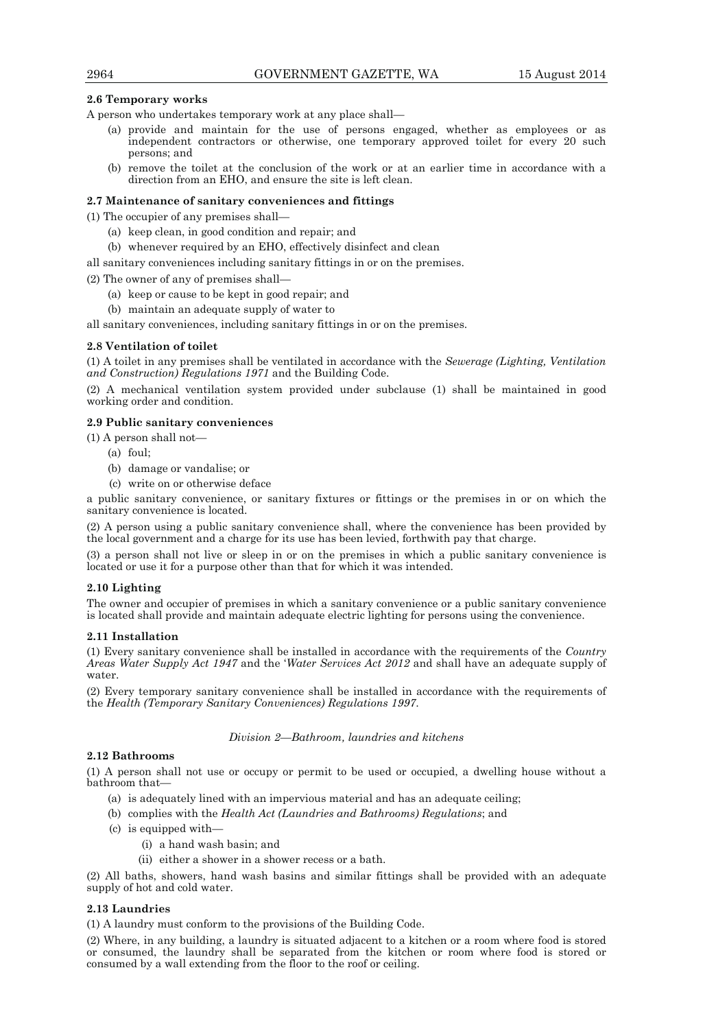**2.6 Temporary works**

A person who undertakes temporary work at any place shall—

(a) provide and maintain for the use of persons engaged, whether as employees or as independent contractors or otherwise, one temporary approved toilet for every 20 such persons; and

(b) remove the toilet at the conclusion of the work or at an earlier time in accordance with a direction from an EHO, and ensure the site is left clean.

**2.7 Maintenance of sanitary conveniences and fittings**

(1) The occupier of any premises shall—

(a) keep clean, in good condition and repair; and

(b) whenever required by an EHO, effectively disinfect and clean

all sanitary conveniences including sanitary fittings in or on the premises.

(2) The owner of any of premises shall—

(a) keep or cause to be kept in good repair; and

(b) maintain an adequate supply of water to

all sanitary conveniences, including sanitary fittings in or on the premises.

**2.8 Ventilation of toilet**

(1) A toilet in any premises shall be ventilated in accordance with the *Sewerage (Lighting, Ventilation and Construction) Regulations 1971* and the Building Code.

(2) A mechanical ventilation system provided under subclause (1) shall be maintained in good working order and condition.

**2.9 Public sanitary conveniences**

(1) A person shall not—

(a) foul;

(b) damage or vandalise; or

(c) write on or otherwise deface

a public sanitary convenience, or sanitary fixtures or fittings or the premises in or on which the sanitary convenience is located.

(2) A person using a public sanitary convenience shall, where the convenience has been provided by the local government and a charge for its use has been levied, forthwith pay that charge.

(3) a person shall not live or sleep in or on the premises in which a public sanitary convenience is located or use it for a purpose other than that for which it was intended.

**2.10 Lighting**

The owner and occupier of premises in which a sanitary convenience or a public sanitary convenience is located shall provide and maintain adequate electric lighting for persons using the convenience.

**2.11 Installation**

(1) Every sanitary convenience shall be installed in accordance with the requirements of the *Country Areas Water Supply Act 1947* and the '*Water Services Act 2012* and shall have an adequate supply of water.

(2) Every temporary sanitary convenience shall be installed in accordance with the requirements of the *Health (Temporary Sanitary Conveniences) Regulations 1997*.

*Division 2—Bathroom, laundries and kitchens*

**2.12 Bathrooms**

(1) A person shall not use or occupy or permit to be used or occupied, a dwelling house without a bathroom that—

(a) is adequately lined with an impervious material and has an adequate ceiling;

(b) complies with the *Health Act (Laundries and Bathrooms) Regulations*; and

(c) is equipped with—

(i) a hand wash basin; and

(ii) either a shower in a shower recess or a bath.

(2) All baths, showers, hand wash basins and similar fittings shall be provided with an adequate supply of hot and cold water.

**2.13 Laundries**

(1) A laundry must conform to the provisions of the Building Code.

(2) Where, in any building, a laundry is situated adjacent to a kitchen or a room where food is stored or consumed, the laundry shall be separated from the kitchen or room where food is stored or consumed by a wall extending from the floor to the roof or ceiling.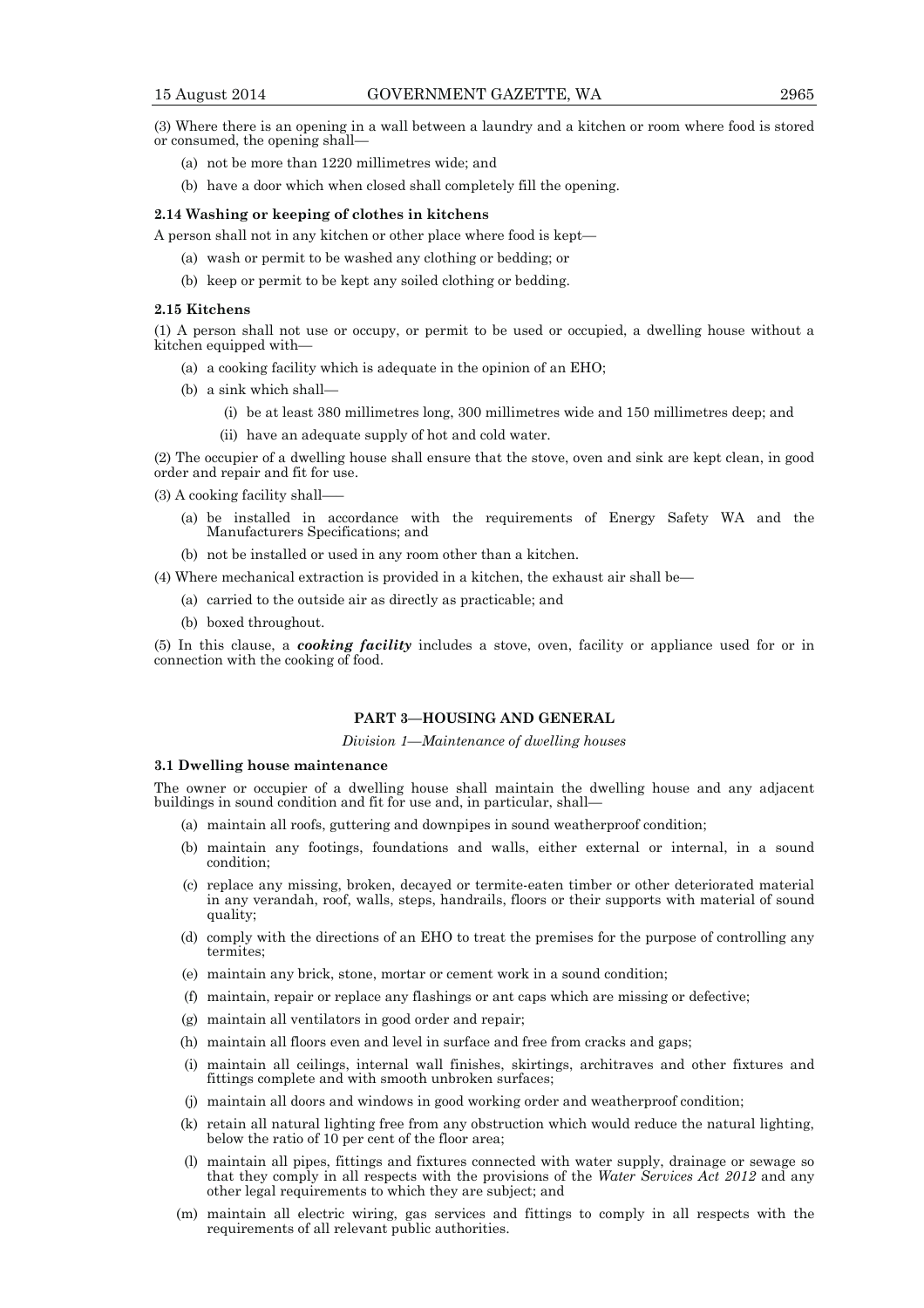(3) Where there is an opening in a wall between a laundry and a kitchen or room where food is stored or consumed, the opening shall—

- (a) not be more than 1220 millimetres wide; and
- (b) have a door which when closed shall completely fill the opening.

**2.14 Washing or keeping of clothes in kitchens**

A person shall not in any kitchen or other place where food is kept—

- (a) wash or permit to be washed any clothing or bedding; or
- (b) keep or permit to be kept any soiled clothing or bedding.

**2.15 Kitchens**

(1) A person shall not use or occupy, or permit to be used or occupied, a dwelling house without a kitchen equipped with—

- (a) a cooking facility which is adequate in the opinion of an EHO;
- (b) a sink which shall—
  - (i) be at least 380 millimetres long, 300 millimetres wide and 150 millimetres deep; and
  - (ii) have an adequate supply of hot and cold water.

(2) The occupier of a dwelling house shall ensure that the stove, oven and sink are kept clean, in good order and repair and fit for use.

(3) A cooking facility shall——

- (a) be installed in accordance with the requirements of Energy Safety WA and the Manufacturers Specifications; and
- (b) not be installed or used in any room other than a kitchen.

(4) Where mechanical extraction is provided in a kitchen, the exhaust air shall be—

- (a) carried to the outside air as directly as practicable; and
- (b) boxed throughout.

(5) In this clause, a ***cooking facility*** includes a stove, oven, facility or appliance used for or in connection with the cooking of food.

## PART 3—HOUSING AND GENERAL

*Division 1—Maintenance of dwelling houses*

**3.1 Dwelling house maintenance**

The owner or occupier of a dwelling house shall maintain the dwelling house and any adjacent buildings in sound condition and fit for use and, in particular, shall—

- (a) maintain all roofs, guttering and downpipes in sound weatherproof condition;
- (b) maintain any footings, foundations and walls, either external or internal, in a sound condition;
- (c) replace any missing, broken, decayed or termite-eaten timber or other deteriorated material in any verandah, roof, walls, steps, handrails, floors or their supports with material of sound quality;
- (d) comply with the directions of an EHO to treat the premises for the purpose of controlling any termites;
- (e) maintain any brick, stone, mortar or cement work in a sound condition;
- (f) maintain, repair or replace any flashings or ant caps which are missing or defective;
- (g) maintain all ventilators in good order and repair;
- (h) maintain all floors even and level in surface and free from cracks and gaps;
- (i) maintain all ceilings, internal wall finishes, skirtings, architraves and other fixtures and fittings complete and with smooth unbroken surfaces;
- (j) maintain all doors and windows in good working order and weatherproof condition;
- (k) retain all natural lighting free from any obstruction which would reduce the natural lighting, below the ratio of 10 per cent of the floor area;
- (l) maintain all pipes, fittings and fixtures connected with water supply, drainage or sewage so that they comply in all respects with the provisions of the *Water Services Act 2012* and any other legal requirements to which they are subject; and
- (m) maintain all electric wiring, gas services and fittings to comply in all respects with the requirements of all relevant public authorities.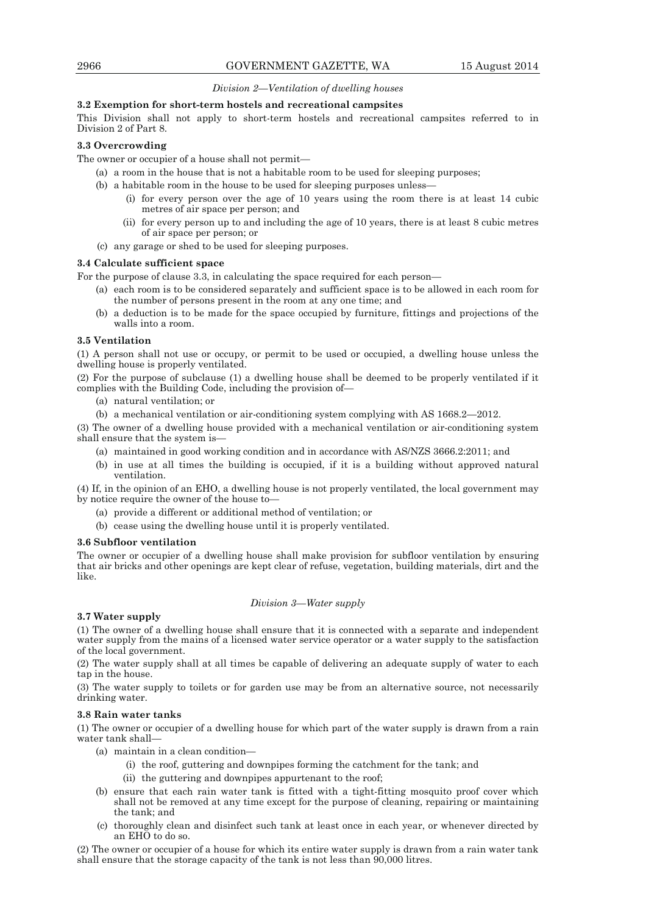*Division 2—Ventilation of dwelling houses*

**3.2 Exemption for short-term hostels and recreational campsites**

This Division shall not apply to short-term hostels and recreational campsites referred to in Division 2 of Part 8.

**3.3 Overcrowding**

The owner or occupier of a house shall not permit—

(a) a room in the house that is not a habitable room to be used for sleeping purposes;

(b) a habitable room in the house to be used for sleeping purposes unless—

  (i) for every person over the age of 10 years using the room there is at least 14 cubic metres of air space per person; and

  (ii) for every person up to and including the age of 10 years, there is at least 8 cubic metres of air space per person; or

(c) any garage or shed to be used for sleeping purposes.

**3.4 Calculate sufficient space**

For the purpose of clause 3.3, in calculating the space required for each person—

(a) each room is to be considered separately and sufficient space is to be allowed in each room for the number of persons present in the room at any one time; and

(b) a deduction is to be made for the space occupied by furniture, fittings and projections of the walls into a room.

**3.5 Ventilation**

(1) A person shall not use or occupy, or permit to be used or occupied, a dwelling house unless the dwelling house is properly ventilated.

(2) For the purpose of subclause (1) a dwelling house shall be deemed to be properly ventilated if it complies with the Building Code, including the provision of—

(a) natural ventilation; or

(b) a mechanical ventilation or air-conditioning system complying with AS 1668.2—2012.

(3) The owner of a dwelling house provided with a mechanical ventilation or air-conditioning system shall ensure that the system is—

(a) maintained in good working condition and in accordance with AS/NZS 3666.2:2011; and

(b) in use at all times the building is occupied, if it is a building without approved natural ventilation.

(4) If, in the opinion of an EHO, a dwelling house is not properly ventilated, the local government may by notice require the owner of the house to—

(a) provide a different or additional method of ventilation; or

(b) cease using the dwelling house until it is properly ventilated.

**3.6 Subfloor ventilation**

The owner or occupier of a dwelling house shall make provision for subfloor ventilation by ensuring that air bricks and other openings are kept clear of refuse, vegetation, building materials, dirt and the like.

*Division 3—Water supply*

**3.7 Water supply**

(1) The owner of a dwelling house shall ensure that it is connected with a separate and independent water supply from the mains of a licensed water service operator or a water supply to the satisfaction of the local government.

(2) The water supply shall at all times be capable of delivering an adequate supply of water to each tap in the house.

(3) The water supply to toilets or for garden use may be from an alternative source, not necessarily drinking water.

**3.8 Rain water tanks**

(1) The owner or occupier of a dwelling house for which part of the water supply is drawn from a rain water tank shall—

(a) maintain in a clean condition—

  (i) the roof, guttering and downpipes forming the catchment for the tank; and

  (ii) the guttering and downpipes appurtenant to the roof;

(b) ensure that each rain water tank is fitted with a tight-fitting mosquito proof cover which shall not be removed at any time except for the purpose of cleaning, repairing or maintaining the tank; and

(c) thoroughly clean and disinfect such tank at least once in each year, or whenever directed by an EHO to do so.

(2) The owner or occupier of a house for which its entire water supply is drawn from a rain water tank shall ensure that the storage capacity of the tank is not less than 90,000 litres.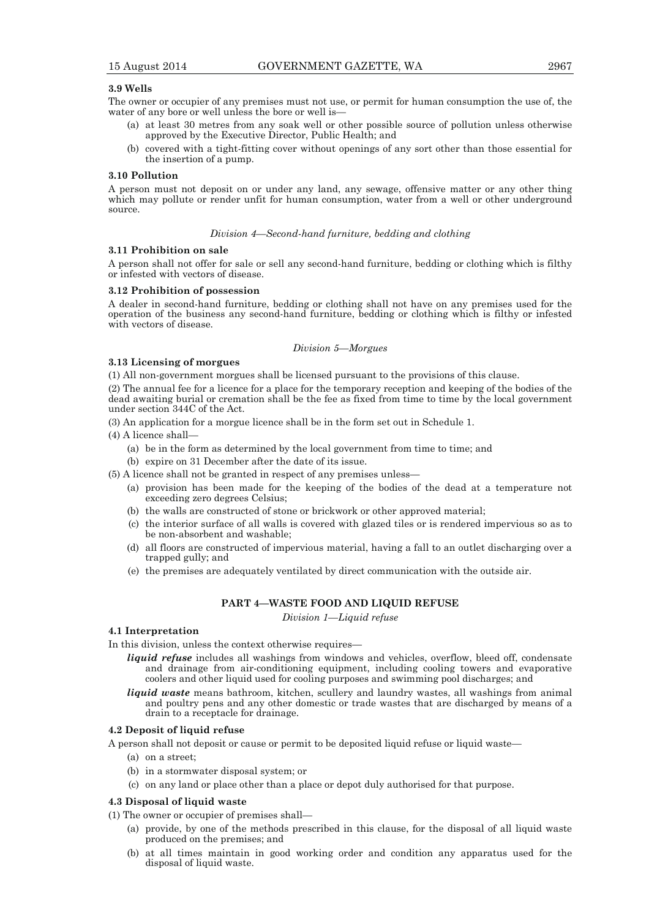**3.9 Wells**

The owner or occupier of any premises must not use, or permit for human consumption the use of, the water of any bore or well unless the bore or well is—

- (a) at least 30 metres from any soak well or other possible source of pollution unless otherwise approved by the Executive Director, Public Health; and
- (b) covered with a tight-fitting cover without openings of any sort other than those essential for the insertion of a pump.

**3.10 Pollution**

A person must not deposit on or under any land, any sewage, offensive matter or any other thing which may pollute or render unfit for human consumption, water from a well or other underground source.

*Division 4—Second-hand furniture, bedding and clothing*

**3.11 Prohibition on sale**

A person shall not offer for sale or sell any second-hand furniture, bedding or clothing which is filthy or infested with vectors of disease.

**3.12 Prohibition of possession**

A dealer in second-hand furniture, bedding or clothing shall not have on any premises used for the operation of the business any second-hand furniture, bedding or clothing which is filthy or infested with vectors of disease.

*Division 5—Morgues*

**3.13 Licensing of morgues**

(1) All non-government morgues shall be licensed pursuant to the provisions of this clause.

(2) The annual fee for a licence for a place for the temporary reception and keeping of the bodies of the dead awaiting burial or cremation shall be the fee as fixed from time to time by the local government under section 344C of the Act.

(3) An application for a morgue licence shall be in the form set out in Schedule 1.

(4) A licence shall—

- (a) be in the form as determined by the local government from time to time; and
- (b) expire on 31 December after the date of its issue.

(5) A licence shall not be granted in respect of any premises unless—

- (a) provision has been made for the keeping of the bodies of the dead at a temperature not exceeding zero degrees Celsius;
- (b) the walls are constructed of stone or brickwork or other approved material;
- (c) the interior surface of all walls is covered with glazed tiles or is rendered impervious so as to be non-absorbent and washable;
- (d) all floors are constructed of impervious material, having a fall to an outlet discharging over a trapped gully; and
- (e) the premises are adequately ventilated by direct communication with the outside air.

## PART 4—WASTE FOOD AND LIQUID REFUSE

*Division 1—Liquid refuse*

**4.1 Interpretation**

In this division, unless the context otherwise requires—

***liquid refuse*** includes all washings from windows and vehicles, overflow, bleed off, condensate and drainage from air-conditioning equipment, including cooling towers and evaporative coolers and other liquid used for cooling purposes and swimming pool discharges; and

***liquid waste*** means bathroom, kitchen, scullery and laundry wastes, all washings from animal and poultry pens and any other domestic or trade wastes that are discharged by means of a drain to a receptacle for drainage.

**4.2 Deposit of liquid refuse**

A person shall not deposit or cause or permit to be deposited liquid refuse or liquid waste—

- (a) on a street;
- (b) in a stormwater disposal system; or
- (c) on any land or place other than a place or depot duly authorised for that purpose.

**4.3 Disposal of liquid waste**

(1) The owner or occupier of premises shall—

- (a) provide, by one of the methods prescribed in this clause, for the disposal of all liquid waste produced on the premises; and
- (b) at all times maintain in good working order and condition any apparatus used for the disposal of liquid waste.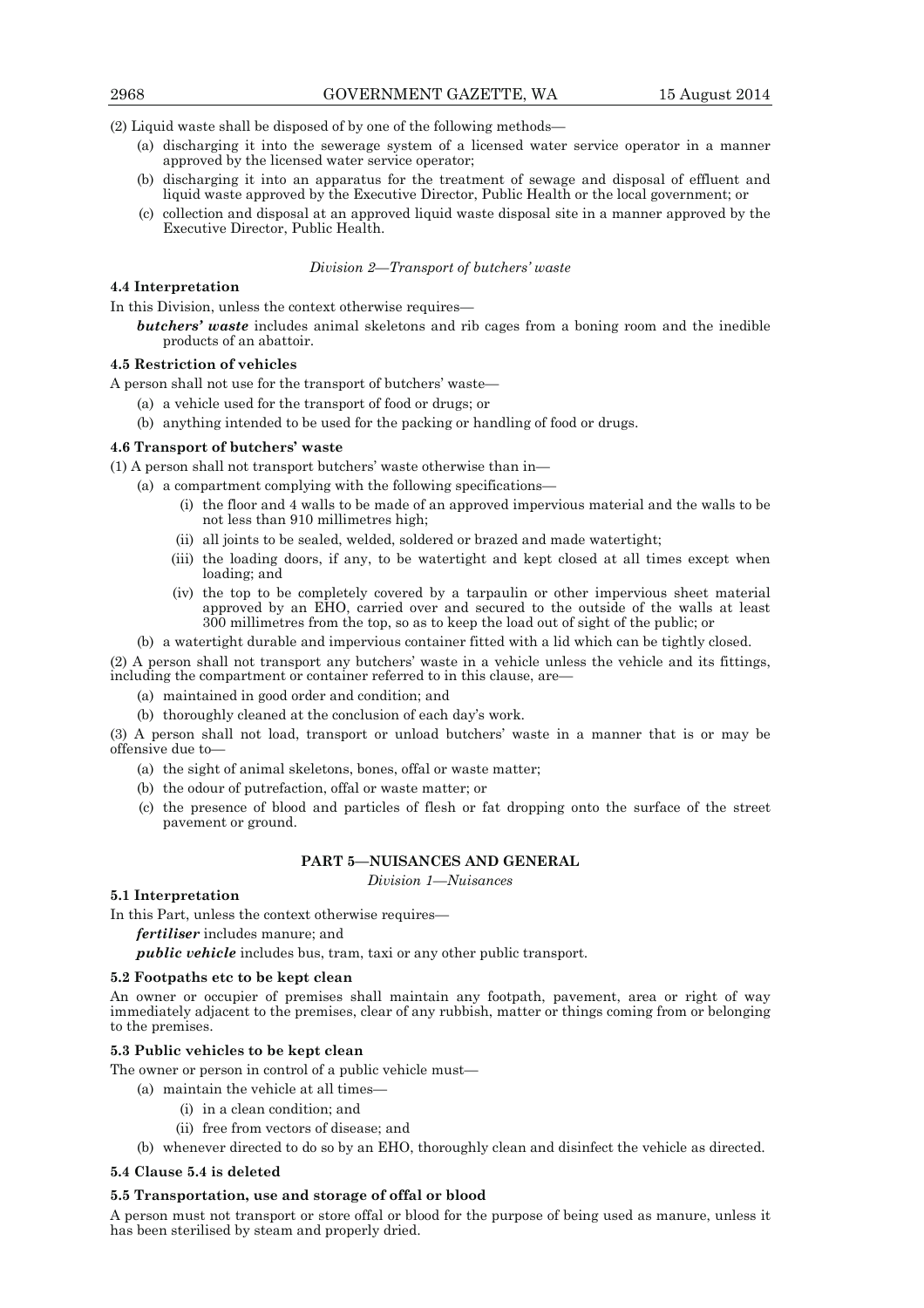(2) Liquid waste shall be disposed of by one of the following methods—

(a) discharging it into the sewerage system of a licensed water service operator in a manner approved by the licensed water service operator;

(b) discharging it into an apparatus for the treatment of sewage and disposal of effluent and liquid waste approved by the Executive Director, Public Health or the local government; or

(c) collection and disposal at an approved liquid waste disposal site in a manner approved by the Executive Director, Public Health.

*Division 2—Transport of butchers' waste*

**4.4 Interpretation**

In this Division, unless the context otherwise requires—

***butchers' waste*** includes animal skeletons and rib cages from a boning room and the inedible products of an abattoir.

**4.5 Restriction of vehicles**

A person shall not use for the transport of butchers' waste—

(a) a vehicle used for the transport of food or drugs; or

(b) anything intended to be used for the packing or handling of food or drugs.

**4.6 Transport of butchers' waste**

(1) A person shall not transport butchers' waste otherwise than in—

(a) a compartment complying with the following specifications—

(i) the floor and 4 walls to be made of an approved impervious material and the walls to be not less than 910 millimetres high;

(ii) all joints to be sealed, welded, soldered or brazed and made watertight;

(iii) the loading doors, if any, to be watertight and kept closed at all times except when loading; and

(iv) the top to be completely covered by a tarpaulin or other impervious sheet material approved by an EHO, carried over and secured to the outside of the walls at least 300 millimetres from the top, so as to keep the load out of sight of the public; or

(b) a watertight durable and impervious container fitted with a lid which can be tightly closed.

(2) A person shall not transport any butchers' waste in a vehicle unless the vehicle and its fittings, including the compartment or container referred to in this clause, are—

(a) maintained in good order and condition; and

(b) thoroughly cleaned at the conclusion of each day's work.

(3) A person shall not load, transport or unload butchers' waste in a manner that is or may be offensive due to—

(a) the sight of animal skeletons, bones, offal or waste matter;

(b) the odour of putrefaction, offal or waste matter; or

(c) the presence of blood and particles of flesh or fat dropping onto the surface of the street pavement or ground.

## PART 5—NUISANCES AND GENERAL

*Division 1—Nuisances*

**5.1 Interpretation**

In this Part, unless the context otherwise requires—

***fertiliser*** includes manure; and

***public vehicle*** includes bus, tram, taxi or any other public transport.

**5.2 Footpaths etc to be kept clean**

An owner or occupier of premises shall maintain any footpath, pavement, area or right of way immediately adjacent to the premises, clear of any rubbish, matter or things coming from or belonging to the premises.

**5.3 Public vehicles to be kept clean**

The owner or person in control of a public vehicle must—

(a) maintain the vehicle at all times—

(i) in a clean condition; and

(ii) free from vectors of disease; and

(b) whenever directed to do so by an EHO, thoroughly clean and disinfect the vehicle as directed.

**5.4 Clause 5.4 is deleted**

**5.5 Transportation, use and storage of offal or blood**

A person must not transport or store offal or blood for the purpose of being used as manure, unless it has been sterilised by steam and properly dried.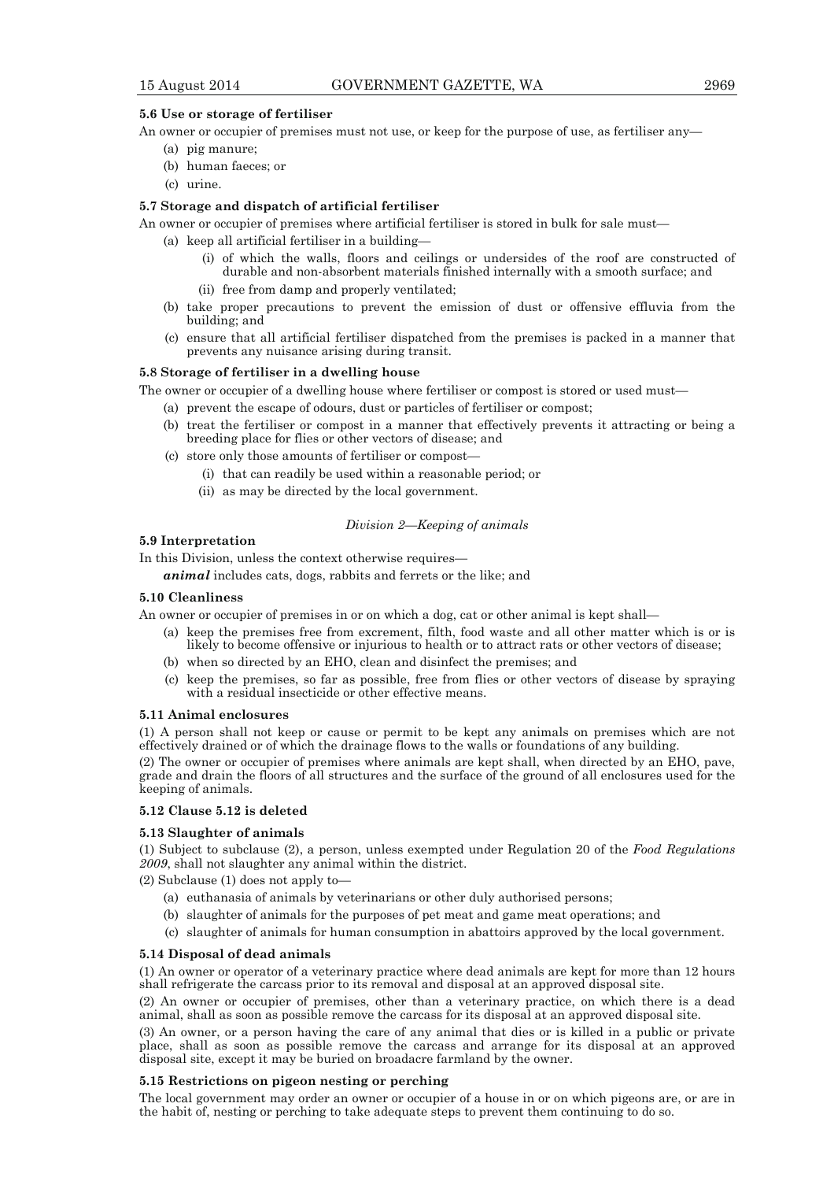**5.6 Use or storage of fertiliser**

An owner or occupier of premises must not use, or keep for the purpose of use, as fertiliser any—

(a) pig manure;

(b) human faeces; or

(c) urine.

**5.7 Storage and dispatch of artificial fertiliser**

An owner or occupier of premises where artificial fertiliser is stored in bulk for sale must—

(a) keep all artificial fertiliser in a building—

(i) of which the walls, floors and ceilings or undersides of the roof are constructed of durable and non-absorbent materials finished internally with a smooth surface; and

(ii) free from damp and properly ventilated;

(b) take proper precautions to prevent the emission of dust or offensive effluvia from the building; and

(c) ensure that all artificial fertiliser dispatched from the premises is packed in a manner that prevents any nuisance arising during transit.

**5.8 Storage of fertiliser in a dwelling house**

The owner or occupier of a dwelling house where fertiliser or compost is stored or used must—

(a) prevent the escape of odours, dust or particles of fertiliser or compost;

(b) treat the fertiliser or compost in a manner that effectively prevents it attracting or being a breeding place for flies or other vectors of disease; and

(c) store only those amounts of fertiliser or compost—

(i) that can readily be used within a reasonable period; or

(ii) as may be directed by the local government.

*Division 2—Keeping of animals*

**5.9 Interpretation**

In this Division, unless the context otherwise requires—

***animal*** includes cats, dogs, rabbits and ferrets or the like; and

**5.10 Cleanliness**

An owner or occupier of premises in or on which a dog, cat or other animal is kept shall—

(a) keep the premises free from excrement, filth, food waste and all other matter which is or is likely to become offensive or injurious to health or to attract rats or other vectors of disease;

(b) when so directed by an EHO, clean and disinfect the premises; and

(c) keep the premises, so far as possible, free from flies or other vectors of disease by spraying with a residual insecticide or other effective means.

**5.11 Animal enclosures**

(1) A person shall not keep or cause or permit to be kept any animals on premises which are not effectively drained or of which the drainage flows to the walls or foundations of any building.

(2) The owner or occupier of premises where animals are kept shall, when directed by an EHO, pave, grade and drain the floors of all structures and the surface of the ground of all enclosures used for the keeping of animals.

**5.12 Clause 5.12 is deleted**

**5.13 Slaughter of animals**

(1) Subject to subclause (2), a person, unless exempted under Regulation 20 of the *Food Regulations 2009*, shall not slaughter any animal within the district.

(2) Subclause (1) does not apply to—

(a) euthanasia of animals by veterinarians or other duly authorised persons;

(b) slaughter of animals for the purposes of pet meat and game meat operations; and

(c) slaughter of animals for human consumption in abattoirs approved by the local government.

**5.14 Disposal of dead animals**

(1) An owner or operator of a veterinary practice where dead animals are kept for more than 12 hours shall refrigerate the carcass prior to its removal and disposal at an approved disposal site.

(2) An owner or occupier of premises, other than a veterinary practice, on which there is a dead animal, shall as soon as possible remove the carcass for its disposal at an approved disposal site.

(3) An owner, or a person having the care of any animal that dies or is killed in a public or private place, shall as soon as possible remove the carcass and arrange for its disposal at an approved disposal site, except it may be buried on broadacre farmland by the owner.

**5.15 Restrictions on pigeon nesting or perching**

The local government may order an owner or occupier of a house in or on which pigeons are, or are in the habit of, nesting or perching to take adequate steps to prevent them continuing to do so.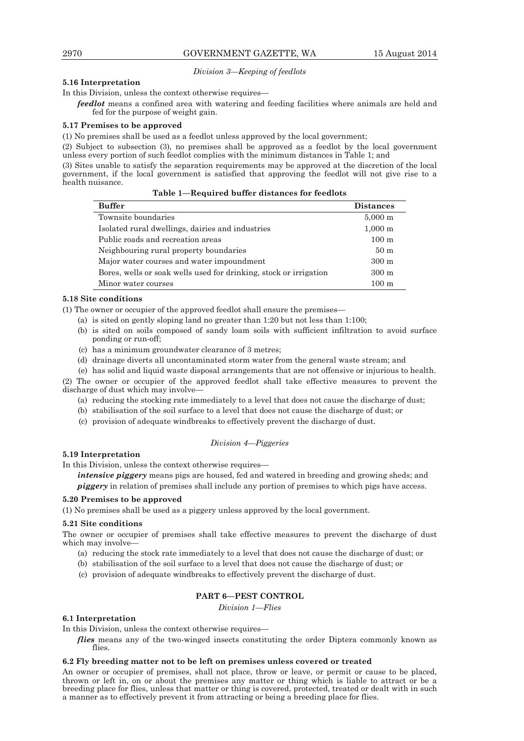*Division 3—Keeping of feedlots*

**5.16 Interpretation**

In this Division, unless the context otherwise requires—

***feedlot*** means a confined area with watering and feeding facilities where animals are held and fed for the purpose of weight gain.

**5.17 Premises to be approved**

(1) No premises shall be used as a feedlot unless approved by the local government;

(2) Subject to subsection (3), no premises shall be approved as a feedlot by the local government unless every portion of such feedlot complies with the minimum distances in Table 1; and

(3) Sites unable to satisfy the separation requirements may be approved at the discretion of the local government, if the local government is satisfied that approving the feedlot will not give rise to a health nuisance.

**Table 1—Required buffer distances for feedlots**

| Buffer | Distances |
|---|---|
| Townsite boundaries | 5,000 m |
| Isolated rural dwellings, dairies and industries | 1,000 m |
| Public roads and recreation areas | 100 m |
| Neighbouring rural property boundaries | 50 m |
| Major water courses and water impoundment | 300 m |
| Bores, wells or soak wells used for drinking, stock or irrigation | 300 m |
| Minor water courses | 100 m |

**5.18 Site conditions**

(1) The owner or occupier of the approved feedlot shall ensure the premises—

(a) is sited on gently sloping land no greater than 1:20 but not less than 1:100;

(b) is sited on soils composed of sandy loam soils with sufficient infiltration to avoid surface ponding or run-off;

(c) has a minimum groundwater clearance of 3 metres;

(d) drainage diverts all uncontaminated storm water from the general waste stream; and

(e) has solid and liquid waste disposal arrangements that are not offensive or injurious to health.

(2) The owner or occupier of the approved feedlot shall take effective measures to prevent the discharge of dust which may involve—

(a) reducing the stocking rate immediately to a level that does not cause the discharge of dust;

(b) stabilisation of the soil surface to a level that does not cause the discharge of dust; or

(c) provision of adequate windbreaks to effectively prevent the discharge of dust.

*Division 4—Piggeries*

**5.19 Interpretation**

In this Division, unless the context otherwise requires—

***intensive piggery*** means pigs are housed, fed and watered in breeding and growing sheds; and

***piggery*** in relation of premises shall include any portion of premises to which pigs have access.

**5.20 Premises to be approved**

(1) No premises shall be used as a piggery unless approved by the local government.

**5.21 Site conditions**

The owner or occupier of premises shall take effective measures to prevent the discharge of dust which may involve—

(a) reducing the stock rate immediately to a level that does not cause the discharge of dust; or

(b) stabilisation of the soil surface to a level that does not cause the discharge of dust; or

(c) provision of adequate windbreaks to effectively prevent the discharge of dust.

## PART 6—PEST CONTROL

*Division 1—Flies*

**6.1 Interpretation**

In this Division, unless the context otherwise requires—

***flies*** means any of the two-winged insects constituting the order Diptera commonly known as flies.

**6.2 Fly breeding matter not to be left on premises unless covered or treated**

An owner or occupier of premises, shall not place, throw or leave, or permit or cause to be placed, thrown or left in, on or about the premises any matter or thing which is liable to attract or be a breeding place for flies, unless that matter or thing is covered, protected, treated or dealt with in such a manner as to effectively prevent it from attracting or being a breeding place for flies.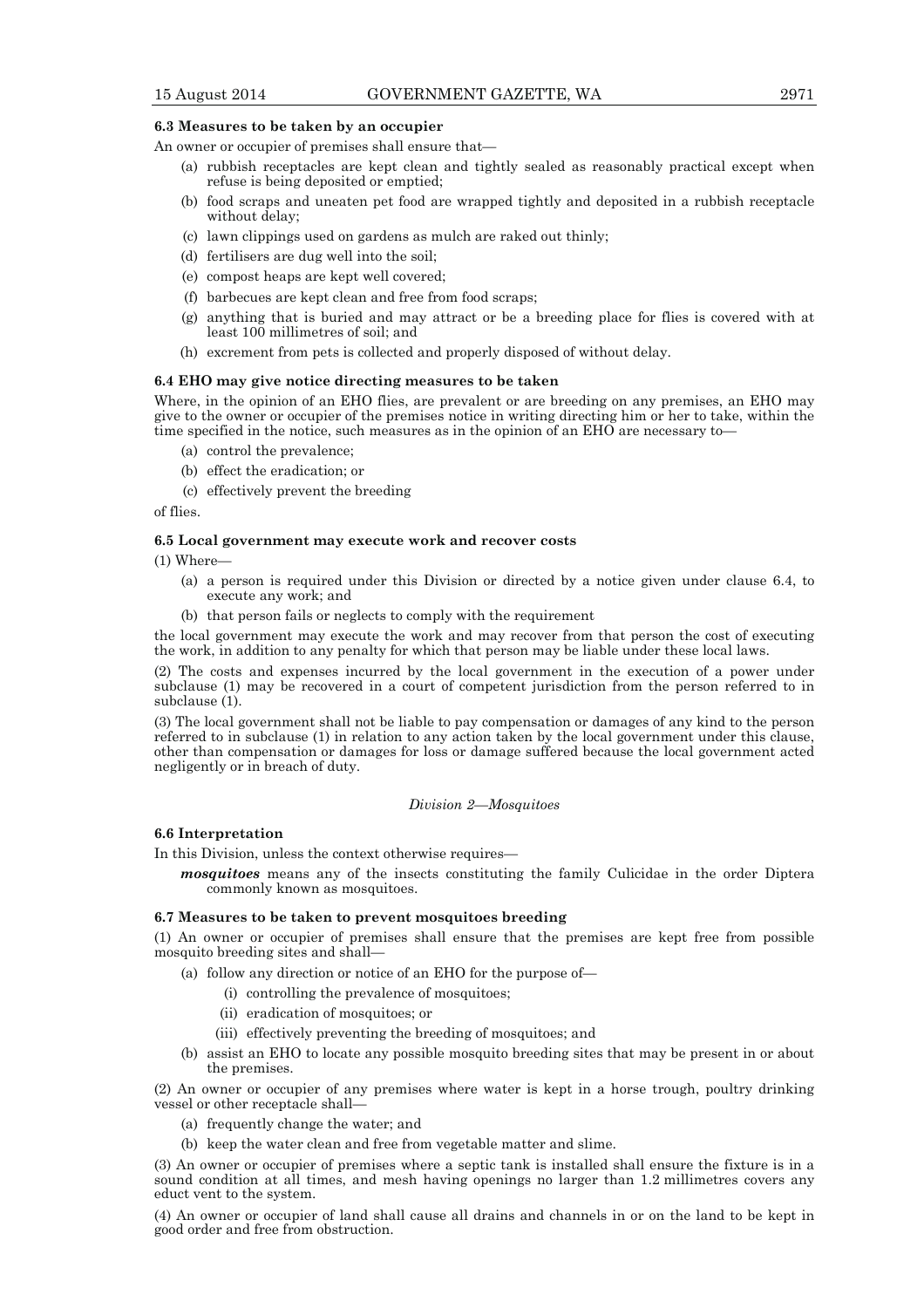**6.3 Measures to be taken by an occupier**

An owner or occupier of premises shall ensure that—

(a) rubbish receptacles are kept clean and tightly sealed as reasonably practical except when refuse is being deposited or emptied;

(b) food scraps and uneaten pet food are wrapped tightly and deposited in a rubbish receptacle without delay;

(c) lawn clippings used on gardens as mulch are raked out thinly;

(d) fertilisers are dug well into the soil;

(e) compost heaps are kept well covered;

(f) barbecues are kept clean and free from food scraps;

(g) anything that is buried and may attract or be a breeding place for flies is covered with at least 100 millimetres of soil; and

(h) excrement from pets is collected and properly disposed of without delay.

**6.4 EHO may give notice directing measures to be taken**

Where, in the opinion of an EHO flies, are prevalent or are breeding on any premises, an EHO may give to the owner or occupier of the premises notice in writing directing him or her to take, within the time specified in the notice, such measures as in the opinion of an EHO are necessary to—

(a) control the prevalence;

(b) effect the eradication; or

(c) effectively prevent the breeding

of flies.

**6.5 Local government may execute work and recover costs**

(1) Where—

(a) a person is required under this Division or directed by a notice given under clause 6.4, to execute any work; and

(b) that person fails or neglects to comply with the requirement

the local government may execute the work and may recover from that person the cost of executing the work, in addition to any penalty for which that person may be liable under these local laws.

(2) The costs and expenses incurred by the local government in the execution of a power under subclause (1) may be recovered in a court of competent jurisdiction from the person referred to in subclause (1).

(3) The local government shall not be liable to pay compensation or damages of any kind to the person referred to in subclause (1) in relation to any action taken by the local government under this clause, other than compensation or damages for loss or damage suffered because the local government acted negligently or in breach of duty.

*Division 2—Mosquitoes*

**6.6 Interpretation**

In this Division, unless the context otherwise requires—

***mosquitoes*** means any of the insects constituting the family Culicidae in the order Diptera commonly known as mosquitoes.

**6.7 Measures to be taken to prevent mosquitoes breeding**

(1) An owner or occupier of premises shall ensure that the premises are kept free from possible mosquito breeding sites and shall—

(a) follow any direction or notice of an EHO for the purpose of—

(i) controlling the prevalence of mosquitoes;

(ii) eradication of mosquitoes; or

(iii) effectively preventing the breeding of mosquitoes; and

(b) assist an EHO to locate any possible mosquito breeding sites that may be present in or about the premises.

(2) An owner or occupier of any premises where water is kept in a horse trough, poultry drinking vessel or other receptacle shall—

(a) frequently change the water; and

(b) keep the water clean and free from vegetable matter and slime.

(3) An owner or occupier of premises where a septic tank is installed shall ensure the fixture is in a sound condition at all times, and mesh having openings no larger than 1.2 millimetres covers any educt vent to the system.

(4) An owner or occupier of land shall cause all drains and channels in or on the land to be kept in good order and free from obstruction.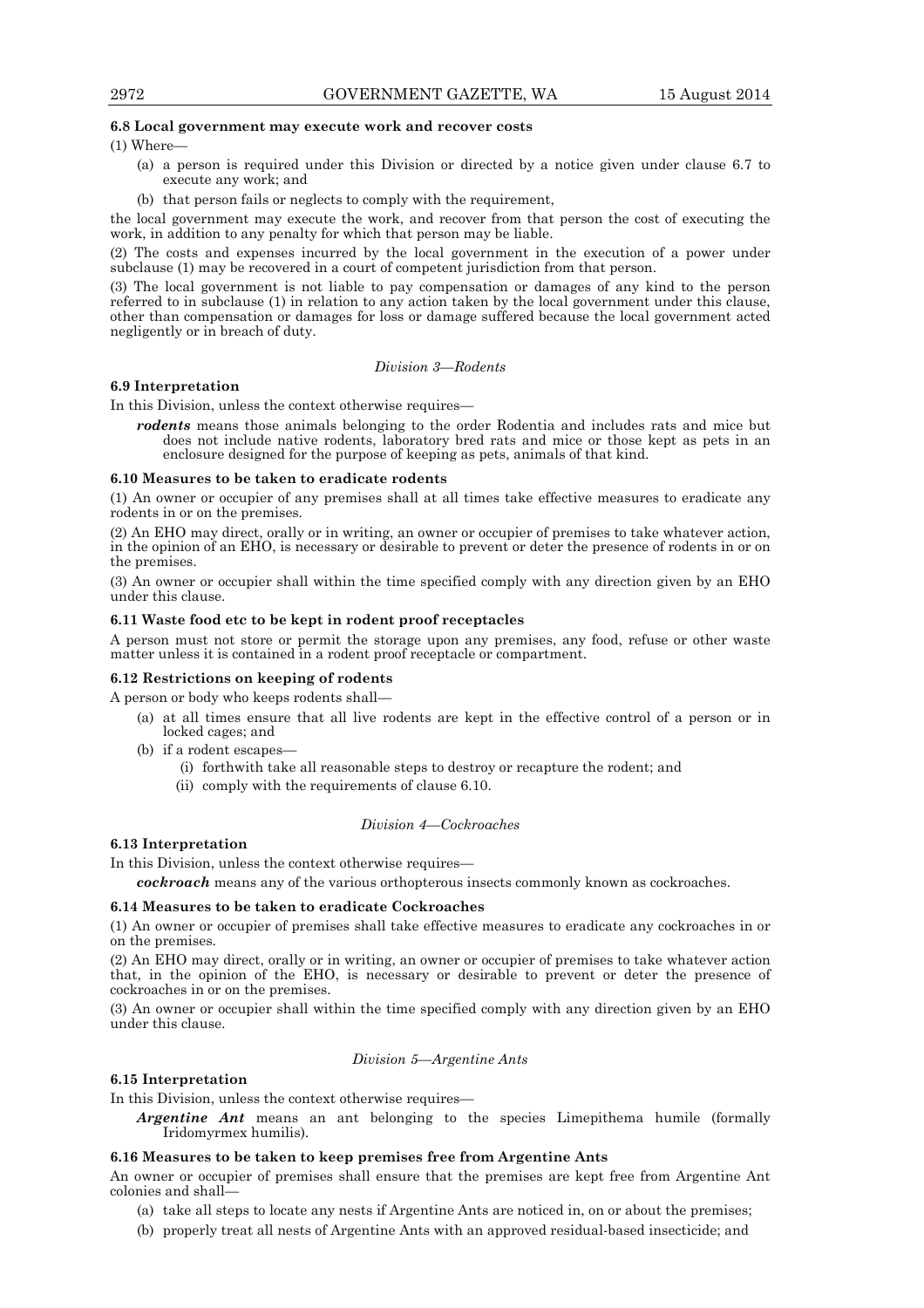**6.8 Local government may execute work and recover costs**

(1) Where—

(a) a person is required under this Division or directed by a notice given under clause 6.7 to execute any work; and

(b) that person fails or neglects to comply with the requirement,

the local government may execute the work, and recover from that person the cost of executing the work, in addition to any penalty for which that person may be liable.

(2) The costs and expenses incurred by the local government in the execution of a power under subclause (1) may be recovered in a court of competent jurisdiction from that person.

(3) The local government is not liable to pay compensation or damages of any kind to the person referred to in subclause (1) in relation to any action taken by the local government under this clause, other than compensation or damages for loss or damage suffered because the local government acted negligently or in breach of duty.

*Division 3—Rodents*

**6.9 Interpretation**

In this Division, unless the context otherwise requires—

***rodents*** means those animals belonging to the order Rodentia and includes rats and mice but does not include native rodents, laboratory bred rats and mice or those kept as pets in an enclosure designed for the purpose of keeping as pets, animals of that kind.

**6.10 Measures to be taken to eradicate rodents**

(1) An owner or occupier of any premises shall at all times take effective measures to eradicate any rodents in or on the premises.

(2) An EHO may direct, orally or in writing, an owner or occupier of premises to take whatever action, in the opinion of an EHO, is necessary or desirable to prevent or deter the presence of rodents in or on the premises.

(3) An owner or occupier shall within the time specified comply with any direction given by an EHO under this clause.

**6.11 Waste food etc to be kept in rodent proof receptacles**

A person must not store or permit the storage upon any premises, any food, refuse or other waste matter unless it is contained in a rodent proof receptacle or compartment.

**6.12 Restrictions on keeping of rodents**

A person or body who keeps rodents shall—

(a) at all times ensure that all live rodents are kept in the effective control of a person or in locked cages; and

(b) if a rodent escapes—

(i) forthwith take all reasonable steps to destroy or recapture the rodent; and

(ii) comply with the requirements of clause 6.10.

*Division 4—Cockroaches*

**6.13 Interpretation**

In this Division, unless the context otherwise requires—

***cockroach*** means any of the various orthopterous insects commonly known as cockroaches.

**6.14 Measures to be taken to eradicate Cockroaches**

(1) An owner or occupier of premises shall take effective measures to eradicate any cockroaches in or on the premises.

(2) An EHO may direct, orally or in writing, an owner or occupier of premises to take whatever action that, in the opinion of the EHO, is necessary or desirable to prevent or deter the presence of cockroaches in or on the premises.

(3) An owner or occupier shall within the time specified comply with any direction given by an EHO under this clause.

*Division 5—Argentine Ants*

**6.15 Interpretation**

In this Division, unless the context otherwise requires—

***Argentine Ant*** means an ant belonging to the species Limepithema humile (formally Iridomyrmex humilis).

**6.16 Measures to be taken to keep premises free from Argentine Ants**

An owner or occupier of premises shall ensure that the premises are kept free from Argentine Ant colonies and shall—

(a) take all steps to locate any nests if Argentine Ants are noticed in, on or about the premises;

(b) properly treat all nests of Argentine Ants with an approved residual-based insecticide; and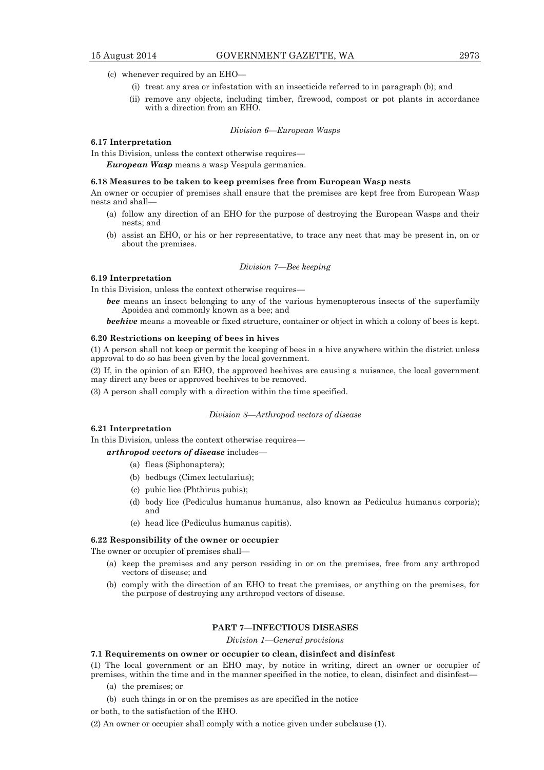(c) whenever required by an EHO—

  (i) treat any area or infestation with an insecticide referred to in paragraph (b); and

  (ii) remove any objects, including timber, firewood, compost or pot plants in accordance with a direction from an EHO.

*Division 6—European Wasps*

**6.17 Interpretation**

In this Division, unless the context otherwise requires—

***European Wasp*** means a wasp Vespula germanica.

**6.18 Measures to be taken to keep premises free from European Wasp nests**

An owner or occupier of premises shall ensure that the premises are kept free from European Wasp nests and shall—

(a) follow any direction of an EHO for the purpose of destroying the European Wasps and their nests; and

(b) assist an EHO, or his or her representative, to trace any nest that may be present in, on or about the premises.

*Division 7—Bee keeping*

**6.19 Interpretation**

In this Division, unless the context otherwise requires—

***bee*** means an insect belonging to any of the various hymenopterous insects of the superfamily Apoidea and commonly known as a bee; and

***beehive*** means a moveable or fixed structure, container or object in which a colony of bees is kept.

**6.20 Restrictions on keeping of bees in hives**

(1) A person shall not keep or permit the keeping of bees in a hive anywhere within the district unless approval to do so has been given by the local government.

(2) If, in the opinion of an EHO, the approved beehives are causing a nuisance, the local government may direct any bees or approved beehives to be removed.

(3) A person shall comply with a direction within the time specified.

*Division 8—Arthropod vectors of disease*

**6.21 Interpretation**

In this Division, unless the context otherwise requires—

***arthropod vectors of disease*** includes—

(a) fleas (Siphonaptera);

(b) bedbugs (Cimex lectularius);

(c) pubic lice (Phthirus pubis);

(d) body lice (Pediculus humanus humanus, also known as Pediculus humanus corporis); and

(e) head lice (Pediculus humanus capitis).

**6.22 Responsibility of the owner or occupier**

The owner or occupier of premises shall—

(a) keep the premises and any person residing in or on the premises, free from any arthropod vectors of disease; and

(b) comply with the direction of an EHO to treat the premises, or anything on the premises, for the purpose of destroying any arthropod vectors of disease.

## PART 7—INFECTIOUS DISEASES

*Division 1—General provisions*

**7.1 Requirements on owner or occupier to clean, disinfect and disinfest**

(1) The local government or an EHO may, by notice in writing, direct an owner or occupier of premises, within the time and in the manner specified in the notice, to clean, disinfect and disinfest—

(a) the premises; or

(b) such things in or on the premises as are specified in the notice

or both, to the satisfaction of the EHO.

(2) An owner or occupier shall comply with a notice given under subclause (1).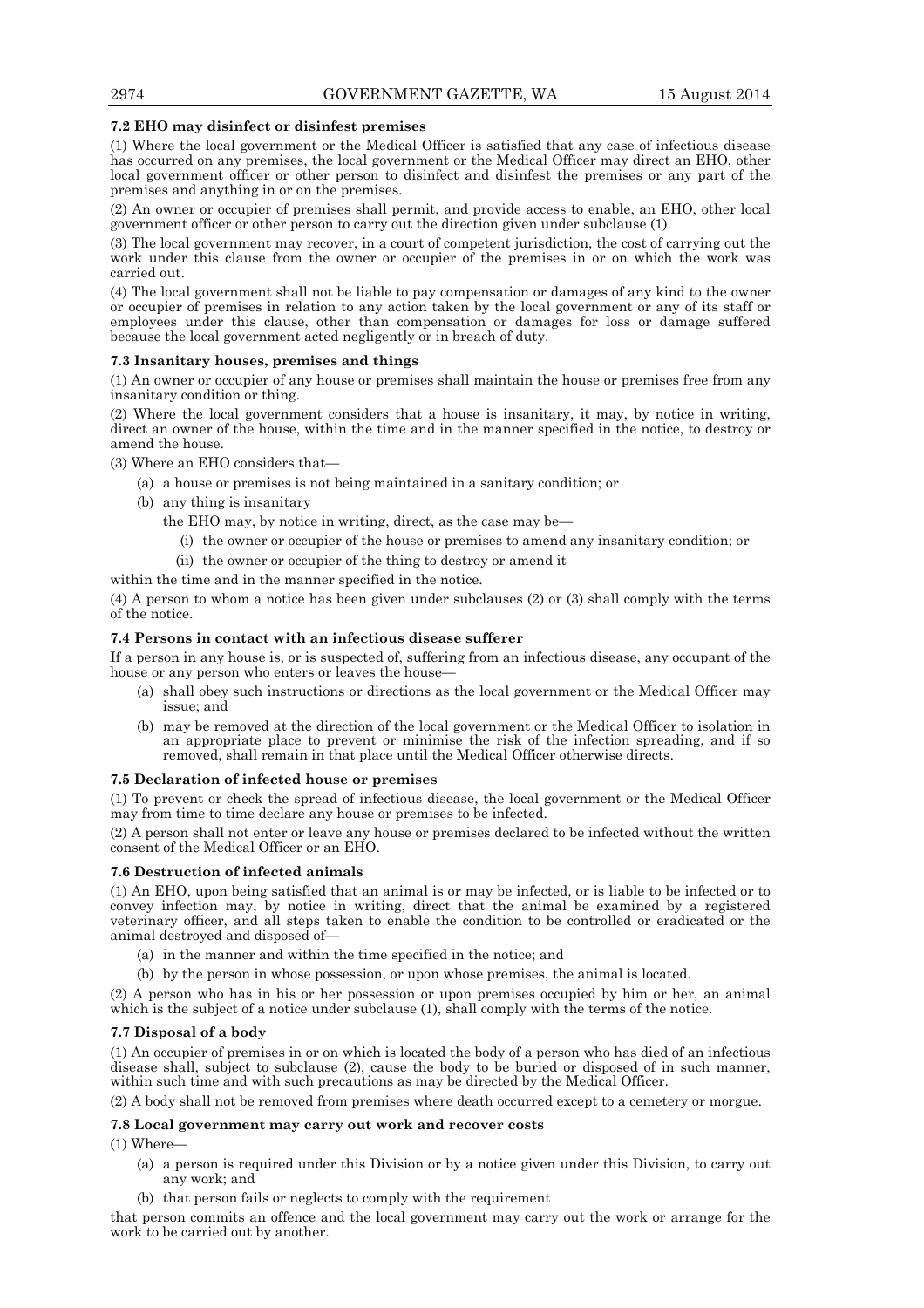**7.2 EHO may disinfect or disinfest premises**

(1) Where the local government or the Medical Officer is satisfied that any case of infectious disease has occurred on any premises, the local government or the Medical Officer may direct an EHO, other local government officer or other person to disinfect and disinfest the premises or any part of the premises and anything in or on the premises.

(2) An owner or occupier of premises shall permit, and provide access to enable, an EHO, other local government officer or other person to carry out the direction given under subclause (1).

(3) The local government may recover, in a court of competent jurisdiction, the cost of carrying out the work under this clause from the owner or occupier of the premises in or on which the work was carried out.

(4) The local government shall not be liable to pay compensation or damages of any kind to the owner or occupier of premises in relation to any action taken by the local government or any of its staff or employees under this clause, other than compensation or damages for loss or damage suffered because the local government acted negligently or in breach of duty.

**7.3 Insanitary houses, premises and things**

(1) An owner or occupier of any house or premises shall maintain the house or premises free from any insanitary condition or thing.

(2) Where the local government considers that a house is insanitary, it may, by notice in writing, direct an owner of the house, within the time and in the manner specified in the notice, to destroy or amend the house.

(3) Where an EHO considers that—

- (a) a house or premises is not being maintained in a sanitary condition; or
- (b) any thing is insanitary

  the EHO may, by notice in writing, direct, as the case may be—

  - (i) the owner or occupier of the house or premises to amend any insanitary condition; or
  - (ii) the owner or occupier of the thing to destroy or amend it

within the time and in the manner specified in the notice.

(4) A person to whom a notice has been given under subclauses (2) or (3) shall comply with the terms of the notice.

**7.4 Persons in contact with an infectious disease sufferer**

If a person in any house is, or is suspected of, suffering from an infectious disease, any occupant of the house or any person who enters or leaves the house—

- (a) shall obey such instructions or directions as the local government or the Medical Officer may issue; and
- (b) may be removed at the direction of the local government or the Medical Officer to isolation in an appropriate place to prevent or minimise the risk of the infection spreading, and if so removed, shall remain in that place until the Medical Officer otherwise directs.

**7.5 Declaration of infected house or premises**

(1) To prevent or check the spread of infectious disease, the local government or the Medical Officer may from time to time declare any house or premises to be infected.

(2) A person shall not enter or leave any house or premises declared to be infected without the written consent of the Medical Officer or an EHO.

**7.6 Destruction of infected animals**

(1) An EHO, upon being satisfied that an animal is or may be infected, or is liable to be infected or to convey infection may, by notice in writing, direct that the animal be examined by a registered veterinary officer, and all steps taken to enable the condition to be controlled or eradicated or the animal destroyed and disposed of—

- (a) in the manner and within the time specified in the notice; and
- (b) by the person in whose possession, or upon whose premises, the animal is located.

(2) A person who has in his or her possession or upon premises occupied by him or her, an animal which is the subject of a notice under subclause (1), shall comply with the terms of the notice.

**7.7 Disposal of a body**

(1) An occupier of premises in or on which is located the body of a person who has died of an infectious disease shall, subject to subclause (2), cause the body to be buried or disposed of in such manner, within such time and with such precautions as may be directed by the Medical Officer.

(2) A body shall not be removed from premises where death occurred except to a cemetery or morgue.

**7.8 Local government may carry out work and recover costs**

(1) Where—

- (a) a person is required under this Division or by a notice given under this Division, to carry out any work; and
- (b) that person fails or neglects to comply with the requirement

that person commits an offence and the local government may carry out the work or arrange for the work to be carried out by another.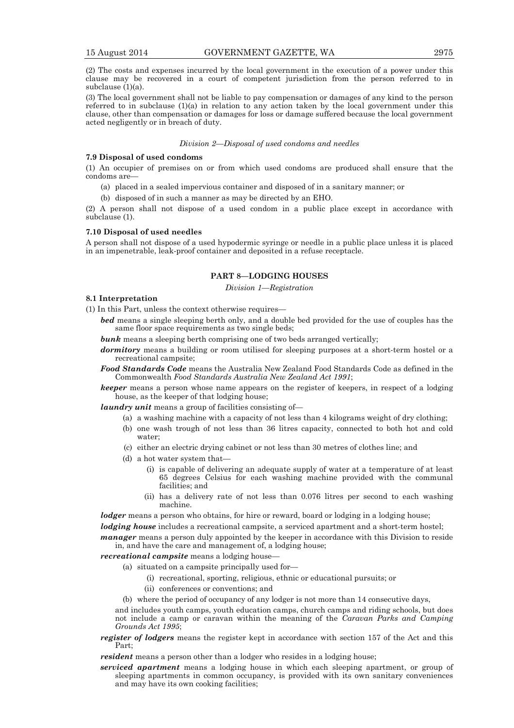(2) The costs and expenses incurred by the local government in the execution of a power under this clause may be recovered in a court of competent jurisdiction from the person referred to in subclause (1)(a).

(3) The local government shall not be liable to pay compensation or damages of any kind to the person referred to in subclause (1)(a) in relation to any action taken by the local government under this clause, other than compensation or damages for loss or damage suffered because the local government acted negligently or in breach of duty.

*Division 2—Disposal of used condoms and needles*

**7.9 Disposal of used condoms**

(1) An occupier of premises on or from which used condoms are produced shall ensure that the condoms are—

- (a) placed in a sealed impervious container and disposed of in a sanitary manner; or
- (b) disposed of in such a manner as may be directed by an EHO.

(2) A person shall not dispose of a used condom in a public place except in accordance with subclause (1).

**7.10 Disposal of used needles**

A person shall not dispose of a used hypodermic syringe or needle in a public place unless it is placed in an impenetrable, leak-proof container and deposited in a refuse receptacle.

## PART 8—LODGING HOUSES

*Division 1—Registration*

**8.1 Interpretation**

(1) In this Part, unless the context otherwise requires—

***bed*** means a single sleeping berth only, and a double bed provided for the use of couples has the same floor space requirements as two single beds;

***bunk*** means a sleeping berth comprising one of two beds arranged vertically;

***dormitory*** means a building or room utilised for sleeping purposes at a short-term hostel or a recreational campsite;

***Food Standards Code*** means the Australia New Zealand Food Standards Code as defined in the Commonwealth *Food Standards Australia New Zealand Act 1991*;

***keeper*** means a person whose name appears on the register of keepers, in respect of a lodging house, as the keeper of that lodging house;

***laundry unit*** means a group of facilities consisting of—

- (a) a washing machine with a capacity of not less than 4 kilograms weight of dry clothing;
- (b) one wash trough of not less than 36 litres capacity, connected to both hot and cold water;
- (c) either an electric drying cabinet or not less than 30 metres of clothes line; and
- (d) a hot water system that—
  - (i) is capable of delivering an adequate supply of water at a temperature of at least 65 degrees Celsius for each washing machine provided with the communal facilities; and
  - (ii) has a delivery rate of not less than 0.076 litres per second to each washing machine.

***lodger*** means a person who obtains, for hire or reward, board or lodging in a lodging house;

***lodging house*** includes a recreational campsite, a serviced apartment and a short-term hostel;

***manager*** means a person duly appointed by the keeper in accordance with this Division to reside in, and have the care and management of, a lodging house;

***recreational campsite*** means a lodging house—

- (a) situated on a campsite principally used for—
  - (i) recreational, sporting, religious, ethnic or educational pursuits; or
  - (ii) conferences or conventions; and
- (b) where the period of occupancy of any lodger is not more than 14 consecutive days,

and includes youth camps, youth education camps, church camps and riding schools, but does not include a camp or caravan within the meaning of the *Caravan Parks and Camping Grounds Act 1995*;

***register of lodgers*** means the register kept in accordance with section 157 of the Act and this Part;

***resident*** means a person other than a lodger who resides in a lodging house;

***serviced apartment*** means a lodging house in which each sleeping apartment, or group of sleeping apartments in common occupancy, is provided with its own sanitary conveniences and may have its own cooking facilities;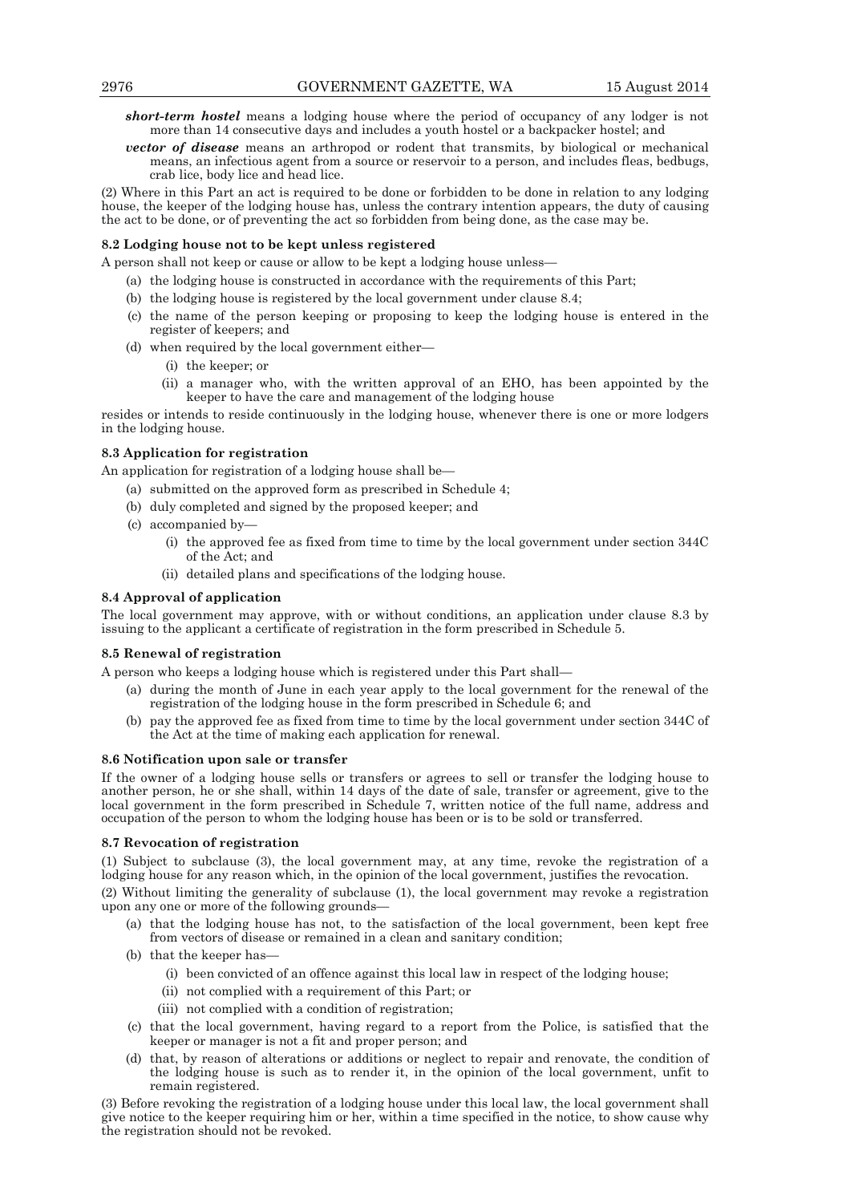***short-term hostel*** means a lodging house where the period of occupancy of any lodger is not more than 14 consecutive days and includes a youth hostel or a backpacker hostel; and

***vector of disease*** means an arthropod or rodent that transmits, by biological or mechanical means, an infectious agent from a source or reservoir to a person, and includes fleas, bedbugs, crab lice, body lice and head lice.

(2) Where in this Part an act is required to be done or forbidden to be done in relation to any lodging house, the keeper of the lodging house has, unless the contrary intention appears, the duty of causing the act to be done, or of preventing the act so forbidden from being done, as the case may be.

**8.2 Lodging house not to be kept unless registered**

A person shall not keep or cause or allow to be kept a lodging house unless—

- (a) the lodging house is constructed in accordance with the requirements of this Part;
- (b) the lodging house is registered by the local government under clause 8.4;
- (c) the name of the person keeping or proposing to keep the lodging house is entered in the register of keepers; and
- (d) when required by the local government either—
  - (i) the keeper; or
  - (ii) a manager who, with the written approval of an EHO, has been appointed by the keeper to have the care and management of the lodging house

resides or intends to reside continuously in the lodging house, whenever there is one or more lodgers in the lodging house.

**8.3 Application for registration**

An application for registration of a lodging house shall be—

- (a) submitted on the approved form as prescribed in Schedule 4;
- (b) duly completed and signed by the proposed keeper; and
- (c) accompanied by—
  - (i) the approved fee as fixed from time to time by the local government under section 344C of the Act; and
  - (ii) detailed plans and specifications of the lodging house.

**8.4 Approval of application**

The local government may approve, with or without conditions, an application under clause 8.3 by issuing to the applicant a certificate of registration in the form prescribed in Schedule 5.

**8.5 Renewal of registration**

A person who keeps a lodging house which is registered under this Part shall—

- (a) during the month of June in each year apply to the local government for the renewal of the registration of the lodging house in the form prescribed in Schedule 6; and
- (b) pay the approved fee as fixed from time to time by the local government under section 344C of the Act at the time of making each application for renewal.

**8.6 Notification upon sale or transfer**

If the owner of a lodging house sells or transfers or agrees to sell or transfer the lodging house to another person, he or she shall, within 14 days of the date of sale, transfer or agreement, give to the local government in the form prescribed in Schedule 7, written notice of the full name, address and occupation of the person to whom the lodging house has been or is to be sold or transferred.

**8.7 Revocation of registration**

(1) Subject to subclause (3), the local government may, at any time, revoke the registration of a lodging house for any reason which, in the opinion of the local government, justifies the revocation.

(2) Without limiting the generality of subclause (1), the local government may revoke a registration upon any one or more of the following grounds—

- (a) that the lodging house has not, to the satisfaction of the local government, been kept free from vectors of disease or remained in a clean and sanitary condition;
- (b) that the keeper has—
  - (i) been convicted of an offence against this local law in respect of the lodging house;
  - (ii) not complied with a requirement of this Part; or
  - (iii) not complied with a condition of registration;
- (c) that the local government, having regard to a report from the Police, is satisfied that the keeper or manager is not a fit and proper person; and
- (d) that, by reason of alterations or additions or neglect to repair and renovate, the condition of the lodging house is such as to render it, in the opinion of the local government, unfit to remain registered.

(3) Before revoking the registration of a lodging house under this local law, the local government shall give notice to the keeper requiring him or her, within a time specified in the notice, to show cause why the registration should not be revoked.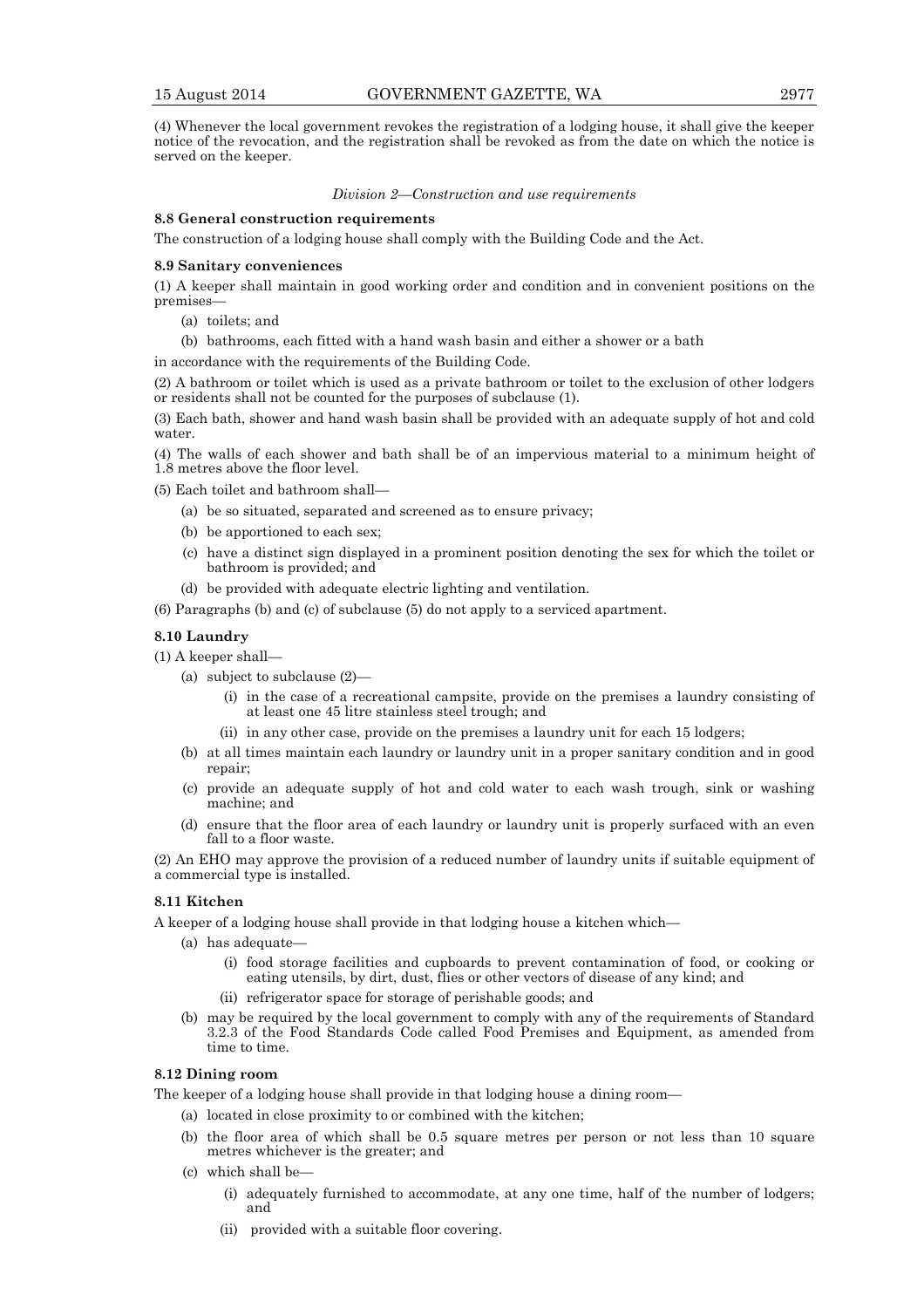(4) Whenever the local government revokes the registration of a lodging house, it shall give the keeper notice of the revocation, and the registration shall be revoked as from the date on which the notice is served on the keeper.

*Division 2—Construction and use requirements*

**8.8 General construction requirements**

The construction of a lodging house shall comply with the Building Code and the Act.

**8.9 Sanitary conveniences**

(1) A keeper shall maintain in good working order and condition and in convenient positions on the premises—

(a) toilets; and

(b) bathrooms, each fitted with a hand wash basin and either a shower or a bath

in accordance with the requirements of the Building Code.

(2) A bathroom or toilet which is used as a private bathroom or toilet to the exclusion of other lodgers or residents shall not be counted for the purposes of subclause (1).

(3) Each bath, shower and hand wash basin shall be provided with an adequate supply of hot and cold water.

(4) The walls of each shower and bath shall be of an impervious material to a minimum height of 1.8 metres above the floor level.

(5) Each toilet and bathroom shall—

(a) be so situated, separated and screened as to ensure privacy;

(b) be apportioned to each sex;

(c) have a distinct sign displayed in a prominent position denoting the sex for which the toilet or bathroom is provided; and

(d) be provided with adequate electric lighting and ventilation.

(6) Paragraphs (b) and (c) of subclause (5) do not apply to a serviced apartment.

**8.10 Laundry**

(1) A keeper shall—

(a) subject to subclause (2)—

(i) in the case of a recreational campsite, provide on the premises a laundry consisting of at least one 45 litre stainless steel trough; and

(ii) in any other case, provide on the premises a laundry unit for each 15 lodgers;

(b) at all times maintain each laundry or laundry unit in a proper sanitary condition and in good repair;

(c) provide an adequate supply of hot and cold water to each wash trough, sink or washing machine; and

(d) ensure that the floor area of each laundry or laundry unit is properly surfaced with an even fall to a floor waste.

(2) An EHO may approve the provision of a reduced number of laundry units if suitable equipment of a commercial type is installed.

**8.11 Kitchen**

A keeper of a lodging house shall provide in that lodging house a kitchen which—

(a) has adequate—

(i) food storage facilities and cupboards to prevent contamination of food, or cooking or eating utensils, by dirt, dust, flies or other vectors of disease of any kind; and

(ii) refrigerator space for storage of perishable goods; and

(b) may be required by the local government to comply with any of the requirements of Standard 3.2.3 of the Food Standards Code called Food Premises and Equipment, as amended from time to time.

**8.12 Dining room**

The keeper of a lodging house shall provide in that lodging house a dining room—

(a) located in close proximity to or combined with the kitchen;

(b) the floor area of which shall be 0.5 square metres per person or not less than 10 square metres whichever is the greater; and

(c) which shall be—

(i) adequately furnished to accommodate, at any one time, half of the number of lodgers; and

(ii) provided with a suitable floor covering.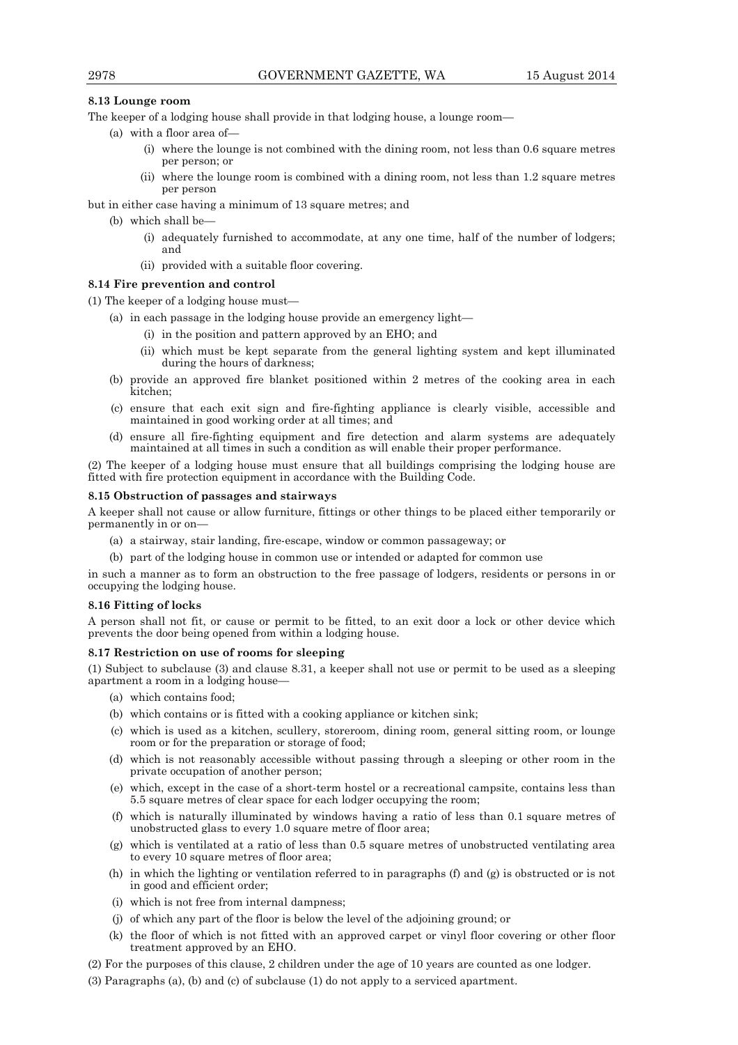### 8.13 Lounge room

The keeper of a lodging house shall provide in that lodging house, a lounge room—

(a) with a floor area of—

(i) where the lounge is not combined with the dining room, not less than 0.6 square metres per person; or

(ii) where the lounge room is combined with a dining room, not less than 1.2 square metres per person

but in either case having a minimum of 13 square metres; and

(b) which shall be—

(i) adequately furnished to accommodate, at any one time, half of the number of lodgers; and

(ii) provided with a suitable floor covering.

### 8.14 Fire prevention and control

(1) The keeper of a lodging house must—

(a) in each passage in the lodging house provide an emergency light—

(i) in the position and pattern approved by an EHO; and

(ii) which must be kept separate from the general lighting system and kept illuminated during the hours of darkness;

(b) provide an approved fire blanket positioned within 2 metres of the cooking area in each kitchen;

(c) ensure that each exit sign and fire-fighting appliance is clearly visible, accessible and maintained in good working order at all times; and

(d) ensure all fire-fighting equipment and fire detection and alarm systems are adequately maintained at all times in such a condition as will enable their proper performance.

(2) The keeper of a lodging house must ensure that all buildings comprising the lodging house are fitted with fire protection equipment in accordance with the Building Code.

### 8.15 Obstruction of passages and stairways

A keeper shall not cause or allow furniture, fittings or other things to be placed either temporarily or permanently in or on—

(a) a stairway, stair landing, fire-escape, window or common passageway; or

(b) part of the lodging house in common use or intended or adapted for common use

in such a manner as to form an obstruction to the free passage of lodgers, residents or persons in or occupying the lodging house.

### 8.16 Fitting of locks

A person shall not fit, or cause or permit to be fitted, to an exit door a lock or other device which prevents the door being opened from within a lodging house.

### 8.17 Restriction on use of rooms for sleeping

(1) Subject to subclause (3) and clause 8.31, a keeper shall not use or permit to be used as a sleeping apartment a room in a lodging house—

(a) which contains food;

(b) which contains or is fitted with a cooking appliance or kitchen sink;

(c) which is used as a kitchen, scullery, storeroom, dining room, general sitting room, or lounge room or for the preparation or storage of food;

(d) which is not reasonably accessible without passing through a sleeping or other room in the private occupation of another person;

(e) which, except in the case of a short-term hostel or a recreational campsite, contains less than 5.5 square metres of clear space for each lodger occupying the room;

(f) which is naturally illuminated by windows having a ratio of less than 0.1 square metres of unobstructed glass to every 1.0 square metre of floor area;

(g) which is ventilated at a ratio of less than 0.5 square metres of unobstructed ventilating area to every 10 square metres of floor area;

(h) in which the lighting or ventilation referred to in paragraphs (f) and (g) is obstructed or is not in good and efficient order;

(i) which is not free from internal dampness;

(j) of which any part of the floor is below the level of the adjoining ground; or

(k) the floor of which is not fitted with an approved carpet or vinyl floor covering or other floor treatment approved by an EHO.

(2) For the purposes of this clause, 2 children under the age of 10 years are counted as one lodger.

(3) Paragraphs (a), (b) and (c) of subclause (1) do not apply to a serviced apartment.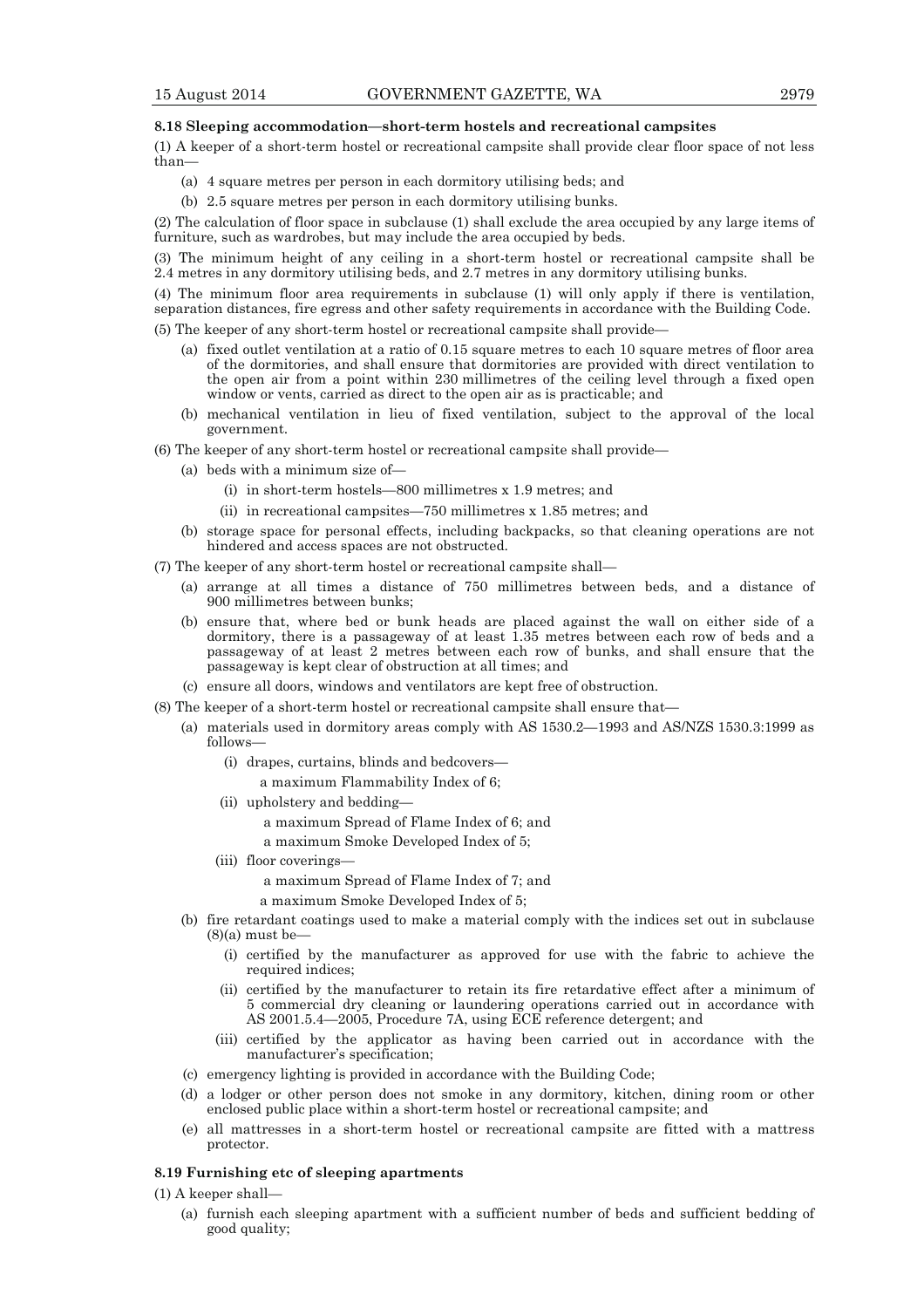**8.18 Sleeping accommodation—short-term hostels and recreational campsites**

(1) A keeper of a short-term hostel or recreational campsite shall provide clear floor space of not less than—

(a) 4 square metres per person in each dormitory utilising beds; and

(b) 2.5 square metres per person in each dormitory utilising bunks.

(2) The calculation of floor space in subclause (1) shall exclude the area occupied by any large items of furniture, such as wardrobes, but may include the area occupied by beds.

(3) The minimum height of any ceiling in a short-term hostel or recreational campsite shall be 2.4 metres in any dormitory utilising beds, and 2.7 metres in any dormitory utilising bunks.

(4) The minimum floor area requirements in subclause (1) will only apply if there is ventilation, separation distances, fire egress and other safety requirements in accordance with the Building Code.

(5) The keeper of any short-term hostel or recreational campsite shall provide—

(a) fixed outlet ventilation at a ratio of 0.15 square metres to each 10 square metres of floor area of the dormitories, and shall ensure that dormitories are provided with direct ventilation to the open air from a point within 230 millimetres of the ceiling level through a fixed open window or vents, carried as direct to the open air as is practicable; and

(b) mechanical ventilation in lieu of fixed ventilation, subject to the approval of the local government.

(6) The keeper of any short-term hostel or recreational campsite shall provide—

(a) beds with a minimum size of—

(i) in short-term hostels—800 millimetres x 1.9 metres; and

(ii) in recreational campsites—750 millimetres x 1.85 metres; and

(b) storage space for personal effects, including backpacks, so that cleaning operations are not hindered and access spaces are not obstructed.

(7) The keeper of any short-term hostel or recreational campsite shall—

(a) arrange at all times a distance of 750 millimetres between beds, and a distance of 900 millimetres between bunks;

(b) ensure that, where bed or bunk heads are placed against the wall on either side of a dormitory, there is a passageway of at least 1.35 metres between each row of beds and a passageway of at least 2 metres between each row of bunks, and shall ensure that the passageway is kept clear of obstruction at all times; and

(c) ensure all doors, windows and ventilators are kept free of obstruction.

(8) The keeper of a short-term hostel or recreational campsite shall ensure that—

(a) materials used in dormitory areas comply with AS 1530.2—1993 and AS/NZS 1530.3:1999 as follows—

(i) drapes, curtains, blinds and bedcovers—

a maximum Flammability Index of 6;

(ii) upholstery and bedding—

a maximum Spread of Flame Index of 6; and

a maximum Smoke Developed Index of 5;

(iii) floor coverings—

a maximum Spread of Flame Index of 7; and

a maximum Smoke Developed Index of 5;

(b) fire retardant coatings used to make a material comply with the indices set out in subclause (8)(a) must be—

(i) certified by the manufacturer as approved for use with the fabric to achieve the required indices;

(ii) certified by the manufacturer to retain its fire retardative effect after a minimum of 5 commercial dry cleaning or laundering operations carried out in accordance with AS 2001.5.4—2005, Procedure 7A, using ECE reference detergent; and

(iii) certified by the applicator as having been carried out in accordance with the manufacturer's specification;

(c) emergency lighting is provided in accordance with the Building Code;

(d) a lodger or other person does not smoke in any dormitory, kitchen, dining room or other enclosed public place within a short-term hostel or recreational campsite; and

(e) all mattresses in a short-term hostel or recreational campsite are fitted with a mattress protector.

**8.19 Furnishing etc of sleeping apartments**

(1) A keeper shall—

(a) furnish each sleeping apartment with a sufficient number of beds and sufficient bedding of good quality;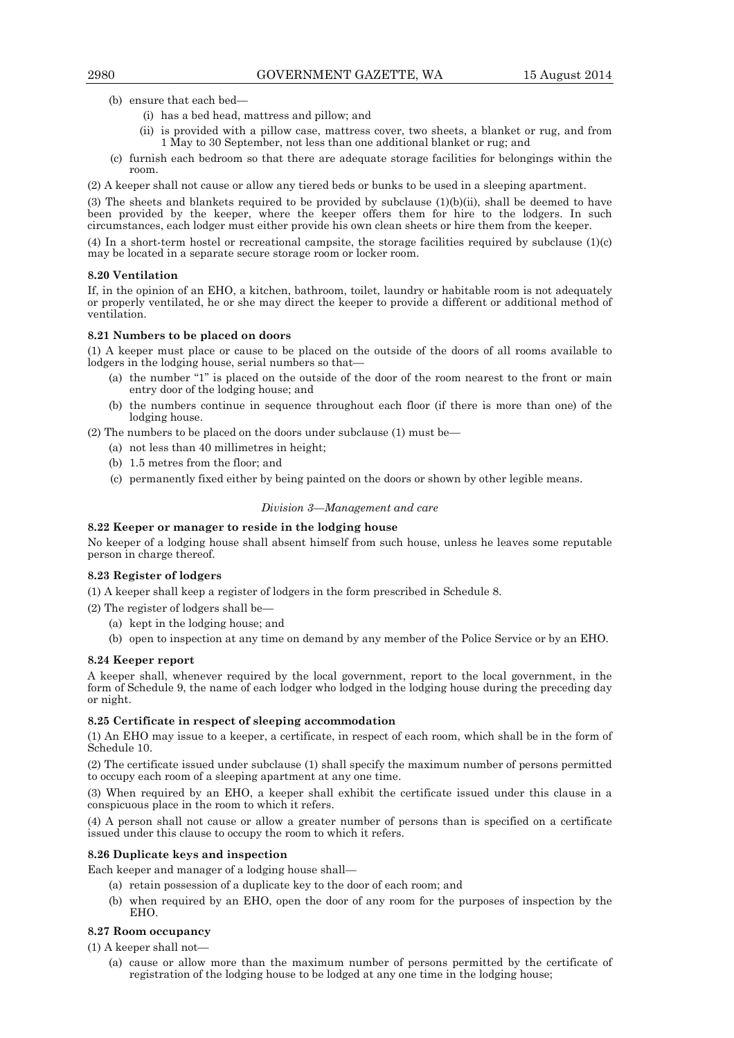(b) ensure that each bed—

  (i) has a bed head, mattress and pillow; and

  (ii) is provided with a pillow case, mattress cover, two sheets, a blanket or rug, and from 1 May to 30 September, not less than one additional blanket or rug; and

(c) furnish each bedroom so that there are adequate storage facilities for belongings within the room.

(2) A keeper shall not cause or allow any tiered beds or bunks to be used in a sleeping apartment.

(3) The sheets and blankets required to be provided by subclause (1)(b)(ii), shall be deemed to have been provided by the keeper, where the keeper offers them for hire to the lodgers. In such circumstances, each lodger must either provide his own clean sheets or hire them from the keeper.

(4) In a short-term hostel or recreational campsite, the storage facilities required by subclause (1)(c) may be located in a separate secure storage room or locker room.

**8.20 Ventilation**

If, in the opinion of an EHO, a kitchen, bathroom, toilet, laundry or habitable room is not adequately or properly ventilated, he or she may direct the keeper to provide a different or additional method of ventilation.

**8.21 Numbers to be placed on doors**

(1) A keeper must place or cause to be placed on the outside of the doors of all rooms available to lodgers in the lodging house, serial numbers so that—

(a) the number "1" is placed on the outside of the door of the room nearest to the front or main entry door of the lodging house; and

(b) the numbers continue in sequence throughout each floor (if there is more than one) of the lodging house.

(2) The numbers to be placed on the doors under subclause (1) must be—

(a) not less than 40 millimetres in height;

(b) 1.5 metres from the floor; and

(c) permanently fixed either by being painted on the doors or shown by other legible means.

*Division 3—Management and care*

**8.22 Keeper or manager to reside in the lodging house**

No keeper of a lodging house shall absent himself from such house, unless he leaves some reputable person in charge thereof.

**8.23 Register of lodgers**

(1) A keeper shall keep a register of lodgers in the form prescribed in Schedule 8.

(2) The register of lodgers shall be—

(a) kept in the lodging house; and

(b) open to inspection at any time on demand by any member of the Police Service or by an EHO.

**8.24 Keeper report**

A keeper shall, whenever required by the local government, report to the local government, in the form of Schedule 9, the name of each lodger who lodged in the lodging house during the preceding day or night.

**8.25 Certificate in respect of sleeping accommodation**

(1) An EHO may issue to a keeper, a certificate, in respect of each room, which shall be in the form of Schedule 10.

(2) The certificate issued under subclause (1) shall specify the maximum number of persons permitted to occupy each room of a sleeping apartment at any one time.

(3) When required by an EHO, a keeper shall exhibit the certificate issued under this clause in a conspicuous place in the room to which it refers.

(4) A person shall not cause or allow a greater number of persons than is specified on a certificate issued under this clause to occupy the room to which it refers.

**8.26 Duplicate keys and inspection**

Each keeper and manager of a lodging house shall—

(a) retain possession of a duplicate key to the door of each room; and

(b) when required by an EHO, open the door of any room for the purposes of inspection by the EHO.

**8.27 Room occupancy**

(1) A keeper shall not—

(a) cause or allow more than the maximum number of persons permitted by the certificate of registration of the lodging house to be lodged at any one time in the lodging house;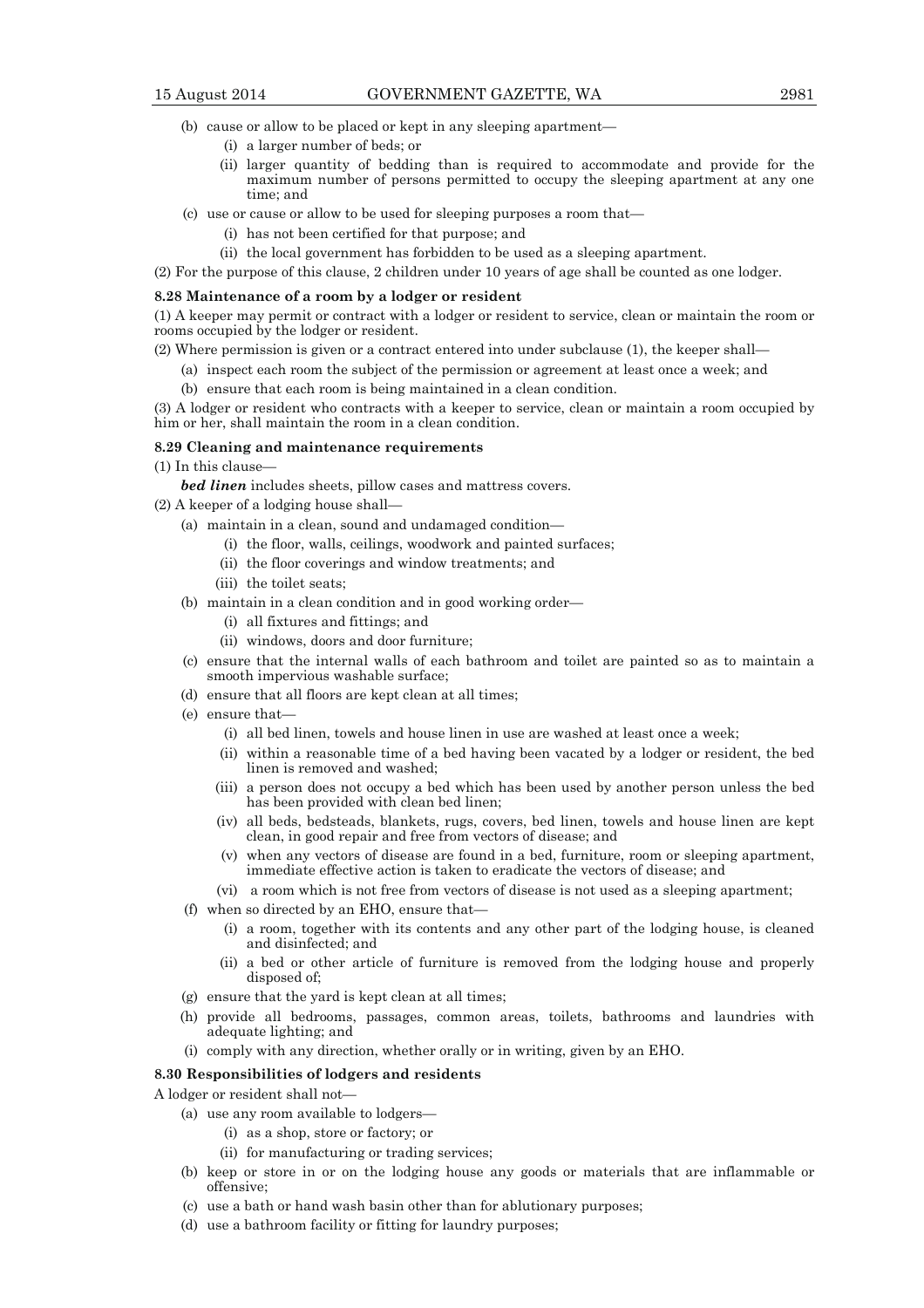(b) cause or allow to be placed or kept in any sleeping apartment—

   (i) a larger number of beds; or

   (ii) larger quantity of bedding than is required to accommodate and provide for the maximum number of persons permitted to occupy the sleeping apartment at any one time; and

(c) use or cause or allow to be used for sleeping purposes a room that—

   (i) has not been certified for that purpose; and

   (ii) the local government has forbidden to be used as a sleeping apartment.

(2) For the purpose of this clause, 2 children under 10 years of age shall be counted as one lodger.

**8.28 Maintenance of a room by a lodger or resident**

(1) A keeper may permit or contract with a lodger or resident to service, clean or maintain the room or rooms occupied by the lodger or resident.

(2) Where permission is given or a contract entered into under subclause (1), the keeper shall—

   (a) inspect each room the subject of the permission or agreement at least once a week; and

   (b) ensure that each room is being maintained in a clean condition.

(3) A lodger or resident who contracts with a keeper to service, clean or maintain a room occupied by him or her, shall maintain the room in a clean condition.

**8.29 Cleaning and maintenance requirements**

(1) In this clause—

   ***bed linen*** includes sheets, pillow cases and mattress covers.

(2) A keeper of a lodging house shall—

   (a) maintain in a clean, sound and undamaged condition—

      (i) the floor, walls, ceilings, woodwork and painted surfaces;

      (ii) the floor coverings and window treatments; and

      (iii) the toilet seats;

   (b) maintain in a clean condition and in good working order—

      (i) all fixtures and fittings; and

      (ii) windows, doors and door furniture;

   (c) ensure that the internal walls of each bathroom and toilet are painted so as to maintain a smooth impervious washable surface;

   (d) ensure that all floors are kept clean at all times;

   (e) ensure that—

      (i) all bed linen, towels and house linen in use are washed at least once a week;

      (ii) within a reasonable time of a bed having been vacated by a lodger or resident, the bed linen is removed and washed;

      (iii) a person does not occupy a bed which has been used by another person unless the bed has been provided with clean bed linen;

      (iv) all beds, bedsteads, blankets, rugs, covers, bed linen, towels and house linen are kept clean, in good repair and free from vectors of disease; and

      (v) when any vectors of disease are found in a bed, furniture, room or sleeping apartment, immediate effective action is taken to eradicate the vectors of disease; and

      (vi) a room which is not free from vectors of disease is not used as a sleeping apartment;

   (f) when so directed by an EHO, ensure that—

      (i) a room, together with its contents and any other part of the lodging house, is cleaned and disinfected; and

      (ii) a bed or other article of furniture is removed from the lodging house and properly disposed of;

   (g) ensure that the yard is kept clean at all times;

   (h) provide all bedrooms, passages, common areas, toilets, bathrooms and laundries with adequate lighting; and

   (i) comply with any direction, whether orally or in writing, given by an EHO.

**8.30 Responsibilities of lodgers and residents**

A lodger or resident shall not—

   (a) use any room available to lodgers—

      (i) as a shop, store or factory; or

      (ii) for manufacturing or trading services;

   (b) keep or store in or on the lodging house any goods or materials that are inflammable or offensive;

   (c) use a bath or hand wash basin other than for ablutionary purposes;

   (d) use a bathroom facility or fitting for laundry purposes;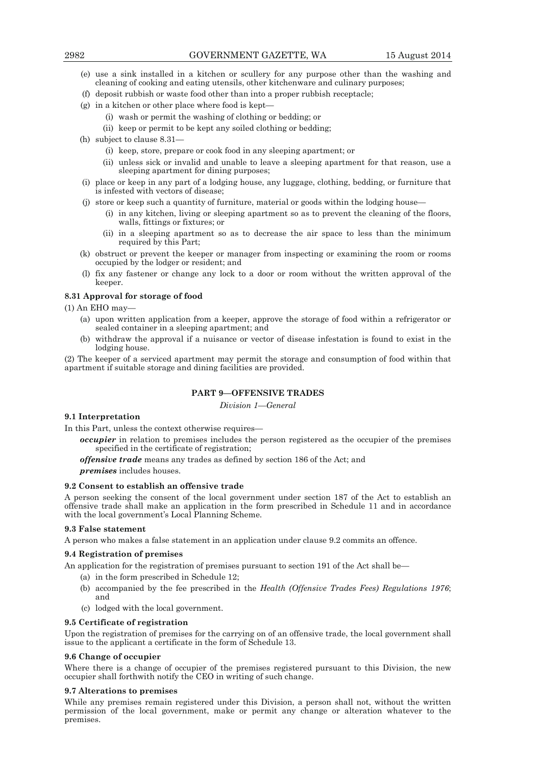(e) use a sink installed in a kitchen or scullery for any purpose other than the washing and cleaning of cooking and eating utensils, other kitchenware and culinary purposes;

(f) deposit rubbish or waste food other than into a proper rubbish receptacle;

(g) in a kitchen or other place where food is kept—

(i) wash or permit the washing of clothing or bedding; or

(ii) keep or permit to be kept any soiled clothing or bedding;

(h) subject to clause 8.31—

(i) keep, store, prepare or cook food in any sleeping apartment; or

(ii) unless sick or invalid and unable to leave a sleeping apartment for that reason, use a sleeping apartment for dining purposes;

(i) place or keep in any part of a lodging house, any luggage, clothing, bedding, or furniture that is infested with vectors of disease;

(j) store or keep such a quantity of furniture, material or goods within the lodging house—

(i) in any kitchen, living or sleeping apartment so as to prevent the cleaning of the floors, walls, fittings or fixtures; or

(ii) in a sleeping apartment so as to decrease the air space to less than the minimum required by this Part;

(k) obstruct or prevent the keeper or manager from inspecting or examining the room or rooms occupied by the lodger or resident; and

(l) fix any fastener or change any lock to a door or room without the written approval of the keeper.

**8.31 Approval for storage of food**

(1) An EHO may—

(a) upon written application from a keeper, approve the storage of food within a refrigerator or sealed container in a sleeping apartment; and

(b) withdraw the approval if a nuisance or vector of disease infestation is found to exist in the lodging house.

(2) The keeper of a serviced apartment may permit the storage and consumption of food within that apartment if suitable storage and dining facilities are provided.

## PART 9—OFFENSIVE TRADES

*Division 1—General*

**9.1 Interpretation**

In this Part, unless the context otherwise requires—

***occupier*** in relation to premises includes the person registered as the occupier of the premises specified in the certificate of registration;

***offensive trade*** means any trades as defined by section 186 of the Act; and

***premises*** includes houses.

**9.2 Consent to establish an offensive trade**

A person seeking the consent of the local government under section 187 of the Act to establish an offensive trade shall make an application in the form prescribed in Schedule 11 and in accordance with the local government's Local Planning Scheme.

**9.3 False statement**

A person who makes a false statement in an application under clause 9.2 commits an offence.

**9.4 Registration of premises**

An application for the registration of premises pursuant to section 191 of the Act shall be—

(a) in the form prescribed in Schedule 12;

(b) accompanied by the fee prescribed in the *Health (Offensive Trades Fees) Regulations 1976*; and

(c) lodged with the local government.

**9.5 Certificate of registration**

Upon the registration of premises for the carrying on of an offensive trade, the local government shall issue to the applicant a certificate in the form of Schedule 13.

**9.6 Change of occupier**

Where there is a change of occupier of the premises registered pursuant to this Division, the new occupier shall forthwith notify the CEO in writing of such change.

**9.7 Alterations to premises**

While any premises remain registered under this Division, a person shall not, without the written permission of the local government, make or permit any change or alteration whatever to the premises.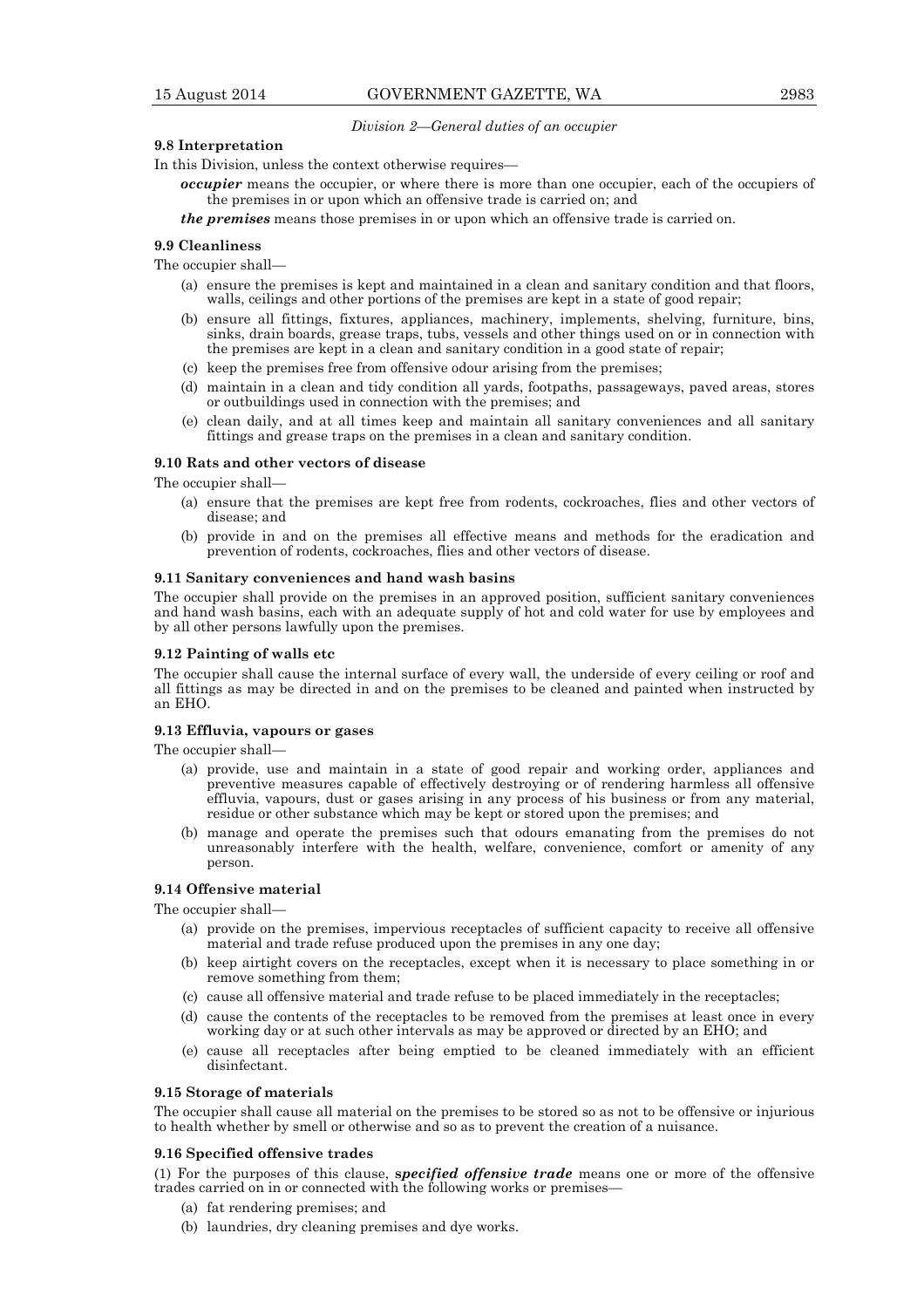*Division 2—General duties of an occupier*

**9.8 Interpretation**

In this Division, unless the context otherwise requires—

***occupier*** means the occupier, or where there is more than one occupier, each of the occupiers of the premises in or upon which an offensive trade is carried on; and

***the premises*** means those premises in or upon which an offensive trade is carried on.

**9.9 Cleanliness**

The occupier shall—

(a) ensure the premises is kept and maintained in a clean and sanitary condition and that floors, walls, ceilings and other portions of the premises are kept in a state of good repair;

(b) ensure all fittings, fixtures, appliances, machinery, implements, shelving, furniture, bins, sinks, drain boards, grease traps, tubs, vessels and other things used on or in connection with the premises are kept in a clean and sanitary condition in a good state of repair;

(c) keep the premises free from offensive odour arising from the premises;

(d) maintain in a clean and tidy condition all yards, footpaths, passageways, paved areas, stores or outbuildings used in connection with the premises; and

(e) clean daily, and at all times keep and maintain all sanitary conveniences and all sanitary fittings and grease traps on the premises in a clean and sanitary condition.

**9.10 Rats and other vectors of disease**

The occupier shall—

(a) ensure that the premises are kept free from rodents, cockroaches, flies and other vectors of disease; and

(b) provide in and on the premises all effective means and methods for the eradication and prevention of rodents, cockroaches, flies and other vectors of disease.

**9.11 Sanitary conveniences and hand wash basins**

The occupier shall provide on the premises in an approved position, sufficient sanitary conveniences and hand wash basins, each with an adequate supply of hot and cold water for use by employees and by all other persons lawfully upon the premises.

**9.12 Painting of walls etc**

The occupier shall cause the internal surface of every wall, the underside of every ceiling or roof and all fittings as may be directed in and on the premises to be cleaned and painted when instructed by an EHO.

**9.13 Effluvia, vapours or gases**

The occupier shall—

(a) provide, use and maintain in a state of good repair and working order, appliances and preventive measures capable of effectively destroying or of rendering harmless all offensive effluvia, vapours, dust or gases arising in any process of his business or from any material, residue or other substance which may be kept or stored upon the premises; and

(b) manage and operate the premises such that odours emanating from the premises do not unreasonably interfere with the health, welfare, convenience, comfort or amenity of any person.

**9.14 Offensive material**

The occupier shall—

(a) provide on the premises, impervious receptacles of sufficient capacity to receive all offensive material and trade refuse produced upon the premises in any one day;

(b) keep airtight covers on the receptacles, except when it is necessary to place something in or remove something from them;

(c) cause all offensive material and trade refuse to be placed immediately in the receptacles;

(d) cause the contents of the receptacles to be removed from the premises at least once in every working day or at such other intervals as may be approved or directed by an EHO; and

(e) cause all receptacles after being emptied to be cleaned immediately with an efficient disinfectant.

**9.15 Storage of materials**

The occupier shall cause all material on the premises to be stored so as not to be offensive or injurious to health whether by smell or otherwise and so as to prevent the creation of a nuisance.

**9.16 Specified offensive trades**

(1) For the purposes of this clause, ***specified offensive trade*** means one or more of the offensive trades carried on in or connected with the following works or premises—

(a) fat rendering premises; and

(b) laundries, dry cleaning premises and dye works.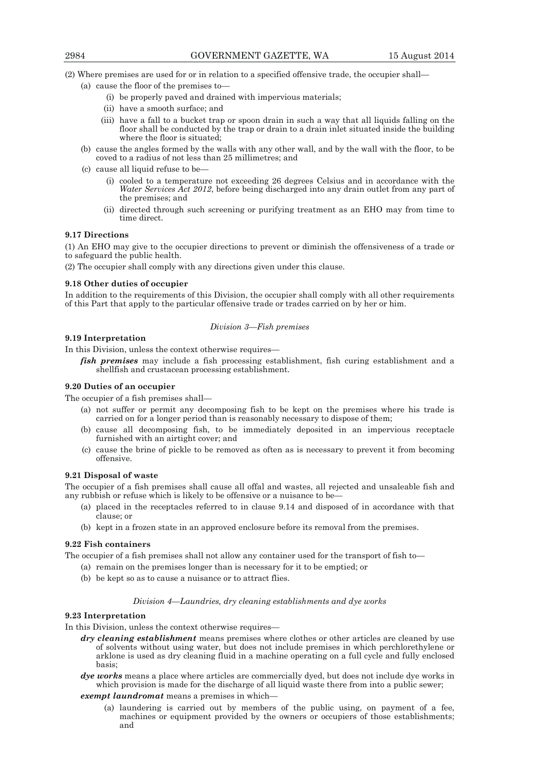(2) Where premises are used for or in relation to a specified offensive trade, the occupier shall—

(a) cause the floor of the premises to—

(i) be properly paved and drained with impervious materials;

(ii) have a smooth surface; and

(iii) have a fall to a bucket trap or spoon drain in such a way that all liquids falling on the floor shall be conducted by the trap or drain to a drain inlet situated inside the building where the floor is situated;

(b) cause the angles formed by the walls with any other wall, and by the wall with the floor, to be coved to a radius of not less than 25 millimetres; and

(c) cause all liquid refuse to be—

(i) cooled to a temperature not exceeding 26 degrees Celsius and in accordance with the *Water Services Act 2012*, before being discharged into any drain outlet from any part of the premises; and

(ii) directed through such screening or purifying treatment as an EHO may from time to time direct.

**9.17 Directions**

(1) An EHO may give to the occupier directions to prevent or diminish the offensiveness of a trade or to safeguard the public health.

(2) The occupier shall comply with any directions given under this clause.

**9.18 Other duties of occupier**

In addition to the requirements of this Division, the occupier shall comply with all other requirements of this Part that apply to the particular offensive trade or trades carried on by her or him.

*Division 3—Fish premises*

**9.19 Interpretation**

In this Division, unless the context otherwise requires—

***fish premises*** may include a fish processing establishment, fish curing establishment and a shellfish and crustacean processing establishment.

**9.20 Duties of an occupier**

The occupier of a fish premises shall—

(a) not suffer or permit any decomposing fish to be kept on the premises where his trade is carried on for a longer period than is reasonably necessary to dispose of them;

(b) cause all decomposing fish, to be immediately deposited in an impervious receptacle furnished with an airtight cover; and

(c) cause the brine of pickle to be removed as often as is necessary to prevent it from becoming offensive.

**9.21 Disposal of waste**

The occupier of a fish premises shall cause all offal and wastes, all rejected and unsaleable fish and any rubbish or refuse which is likely to be offensive or a nuisance to be—

(a) placed in the receptacles referred to in clause 9.14 and disposed of in accordance with that clause; or

(b) kept in a frozen state in an approved enclosure before its removal from the premises.

**9.22 Fish containers**

The occupier of a fish premises shall not allow any container used for the transport of fish to—

(a) remain on the premises longer than is necessary for it to be emptied; or

(b) be kept so as to cause a nuisance or to attract flies.

*Division 4—Laundries, dry cleaning establishments and dye works*

**9.23 Interpretation**

In this Division, unless the context otherwise requires—

***dry cleaning establishment*** means premises where clothes or other articles are cleaned by use of solvents without using water, but does not include premises in which perchlorethylene or arklone is used as dry cleaning fluid in a machine operating on a full cycle and fully enclosed basis;

***dye works*** means a place where articles are commercially dyed, but does not include dye works in which provision is made for the discharge of all liquid waste there from into a public sewer;

***exempt laundromat*** means a premises in which—

(a) laundering is carried out by members of the public using, on payment of a fee, machines or equipment provided by the owners or occupiers of those establishments; and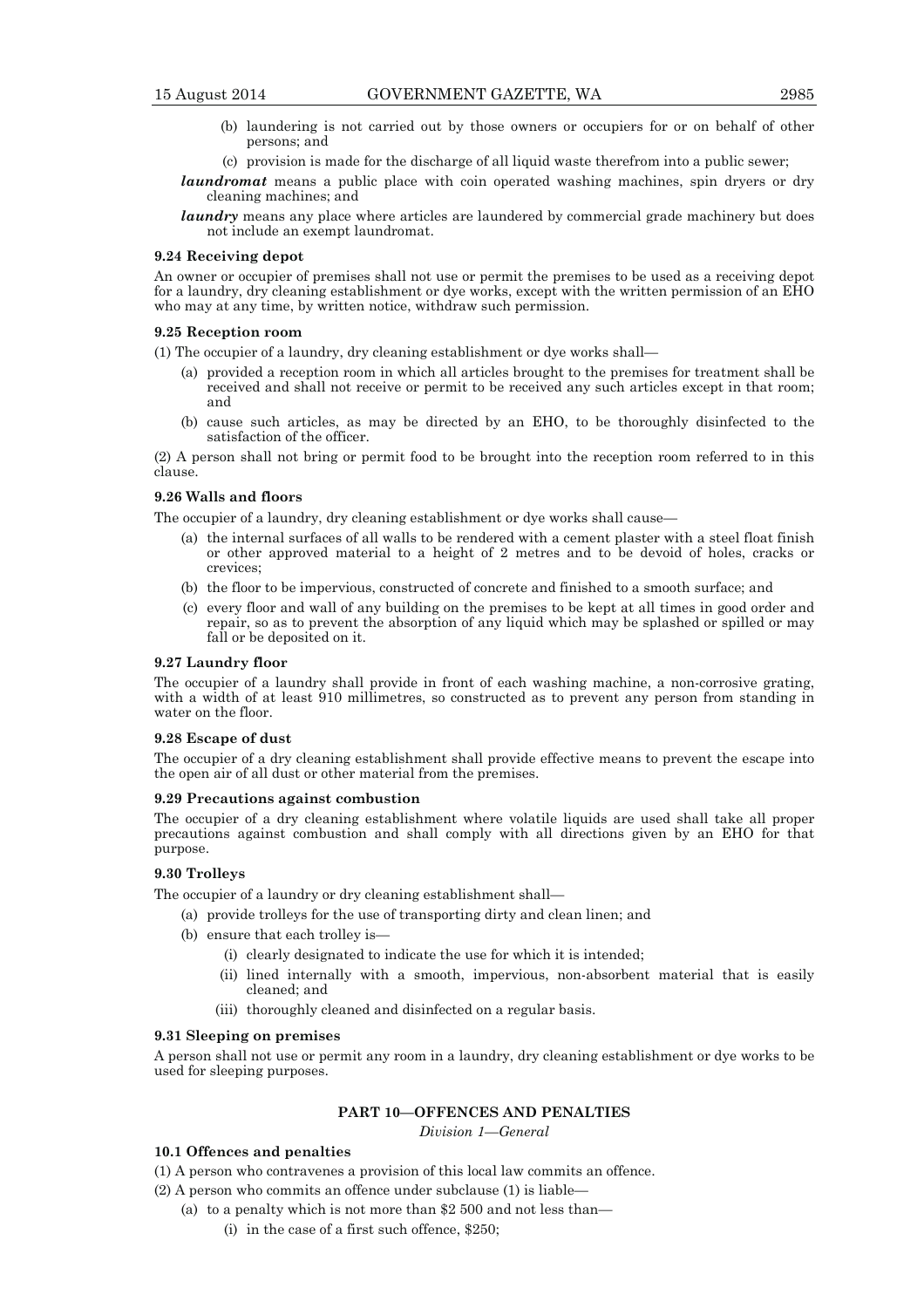- (b) laundering is not carried out by those owners or occupiers for or on behalf of other persons; and
- (c) provision is made for the discharge of all liquid waste therefrom into a public sewer;

***laundromat*** means a public place with coin operated washing machines, spin dryers or dry cleaning machines; and

***laundry*** means any place where articles are laundered by commercial grade machinery but does not include an exempt laundromat.

#### 9.24 Receiving depot

An owner or occupier of premises shall not use or permit the premises to be used as a receiving depot for a laundry, dry cleaning establishment or dye works, except with the written permission of an EHO who may at any time, by written notice, withdraw such permission.

#### 9.25 Reception room

(1) The occupier of a laundry, dry cleaning establishment or dye works shall—

- (a) provided a reception room in which all articles brought to the premises for treatment shall be received and shall not receive or permit to be received any such articles except in that room; and
- (b) cause such articles, as may be directed by an EHO, to be thoroughly disinfected to the satisfaction of the officer.

(2) A person shall not bring or permit food to be brought into the reception room referred to in this clause.

#### 9.26 Walls and floors

The occupier of a laundry, dry cleaning establishment or dye works shall cause—

- (a) the internal surfaces of all walls to be rendered with a cement plaster with a steel float finish or other approved material to a height of 2 metres and to be devoid of holes, cracks or crevices;
- (b) the floor to be impervious, constructed of concrete and finished to a smooth surface; and
- (c) every floor and wall of any building on the premises to be kept at all times in good order and repair, so as to prevent the absorption of any liquid which may be splashed or spilled or may fall or be deposited on it.

#### 9.27 Laundry floor

The occupier of a laundry shall provide in front of each washing machine, a non-corrosive grating, with a width of at least 910 millimetres, so constructed as to prevent any person from standing in water on the floor.

#### 9.28 Escape of dust

The occupier of a dry cleaning establishment shall provide effective means to prevent the escape into the open air of all dust or other material from the premises.

#### 9.29 Precautions against combustion

The occupier of a dry cleaning establishment where volatile liquids are used shall take all proper precautions against combustion and shall comply with all directions given by an EHO for that purpose.

#### 9.30 Trolleys

The occupier of a laundry or dry cleaning establishment shall—

- (a) provide trolleys for the use of transporting dirty and clean linen; and
- (b) ensure that each trolley is—
  - (i) clearly designated to indicate the use for which it is intended;
  - (ii) lined internally with a smooth, impervious, non-absorbent material that is easily cleaned; and
  - (iii) thoroughly cleaned and disinfected on a regular basis.

#### 9.31 Sleeping on premises

A person shall not use or permit any room in a laundry, dry cleaning establishment or dye works to be used for sleeping purposes.

## PART 10—OFFENCES AND PENALTIES

*Division 1—General*

#### 10.1 Offences and penalties

(1) A person who contravenes a provision of this local law commits an offence.

(2) A person who commits an offence under subclause (1) is liable—

- (a) to a penalty which is not more than $2 500 and not less than—
  - (i) in the case of a first such offence, $250;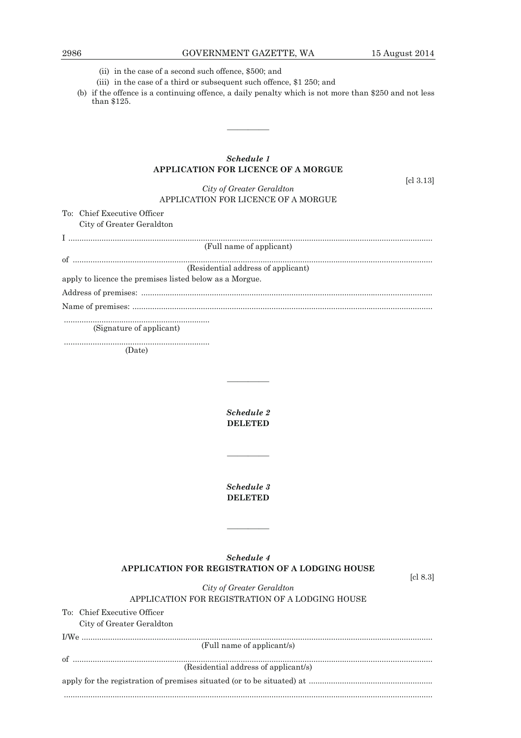(ii) in the case of a second such offence, $500; and

(iii) in the case of a third or subsequent such offence, $1 250; and

(b) if the offence is a continuing offence, a daily penalty which is not more than $250 and not less than $125.

---

## *Schedule 1*
## APPLICATION FOR LICENCE OF A MORGUE

[cl 3.13]

*City of Greater Geraldton*

APPLICATION FOR LICENCE OF A MORGUE

To: Chief Executive Officer
City of Greater Geraldton

I ..........................................................................................................................................
(Full name of applicant)

of ........................................................................................................................................
(Residential address of applicant)

apply to licence the premises listed below as a Morgue.

Address of premises: ..........................................................................................................

Name of premises: ..............................................................................................................

..................................................................
(Signature of applicant)

..................................................................
(Date)

---

## *Schedule 2*
## DELETED

---

## *Schedule 3*
## DELETED

---

## *Schedule 4*
## APPLICATION FOR REGISTRATION OF A LODGING HOUSE

[cl 8.3]

*City of Greater Geraldton*

APPLICATION FOR REGISTRATION OF A LODGING HOUSE

To: Chief Executive Officer
City of Greater Geraldton

I/We ....................................................................................................................................
(Full name of applicant/s)

of ........................................................................................................................................
(Residential address of applicant/s)

apply for the registration of premises situated (or to be situated) at .......................................................

...........................................................................................................................................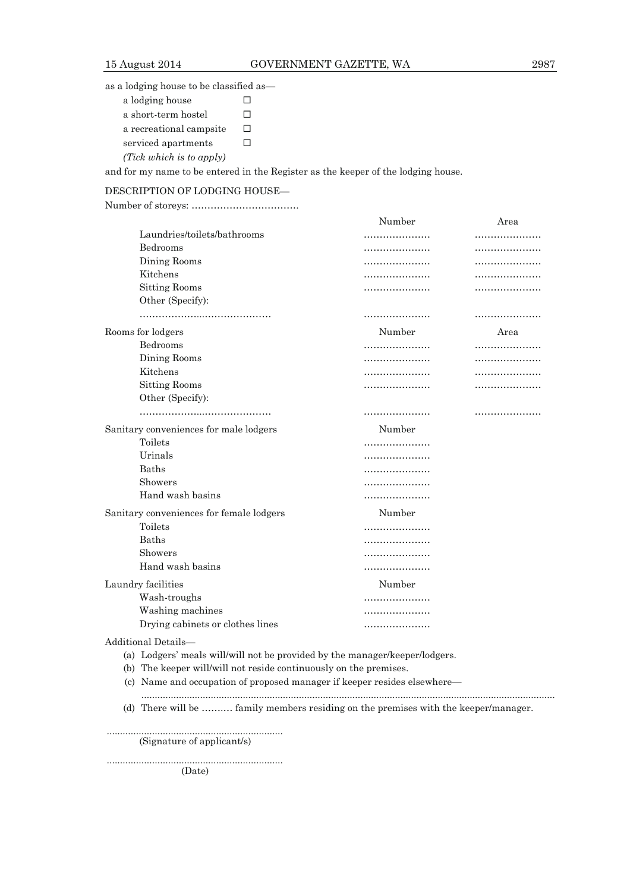as a lodging house to be classified as—

- a lodging house ☐
- a short-term hostel ☐
- a recreational campsite ☐
- serviced apartments ☐

*(Tick which is to apply)*

and for my name to be entered in the Register as the keeper of the lodging house.

DESCRIPTION OF LODGING HOUSE—

Number of storeys: ……………………………

| | Number | Area |
|---|---|---|
| Laundries/toilets/bathrooms | ………………… | ………………… |
| Bedrooms | ………………… | ………………… |
| Dining Rooms | ………………… | ………………… |
| Kitchens | ………………… | ………………… |
| Sitting Rooms | ………………… | ………………… |
| Other (Specify): | | |
| …………………………………… | ………………… | ………………… |

| Rooms for lodgers | Number | Area |
|---|---|---|
| Bedrooms | ………………… | ………………… |
| Dining Rooms | ………………… | ………………… |
| Kitchens | ………………… | ………………… |
| Sitting Rooms | ………………… | ………………… |
| Other (Specify): | | |
| …………………………………… | ………………… | ………………… |

| Sanitary conveniences for male lodgers | Number |
|---|---|
| Toilets | ………………… |
| Urinals | ………………… |
| Baths | ………………… |
| Showers | ………………… |
| Hand wash basins | ………………… |

| Sanitary conveniences for female lodgers | Number |
|---|---|
| Toilets | ………………… |
| Baths | ………………… |
| Showers | ………………… |
| Hand wash basins | ………………… |

| Laundry facilities | Number |
|---|---|
| Wash-troughs | ………………… |
| Washing machines | ………………… |
| Drying cabinets or clothes lines | ………………… |

Additional Details—

(a) Lodgers' meals will/will not be provided by the manager/keeper/lodgers.

(b) The keeper will/will not reside continuously on the premises.

(c) Name and occupation of proposed manager if keeper resides elsewhere—

……………………………………………………………………………………………………………

(d) There will be ………. family members residing on the premises with the keeper/manager.

…………………………………………………
(Signature of applicant/s)

…………………………………………………
(Date)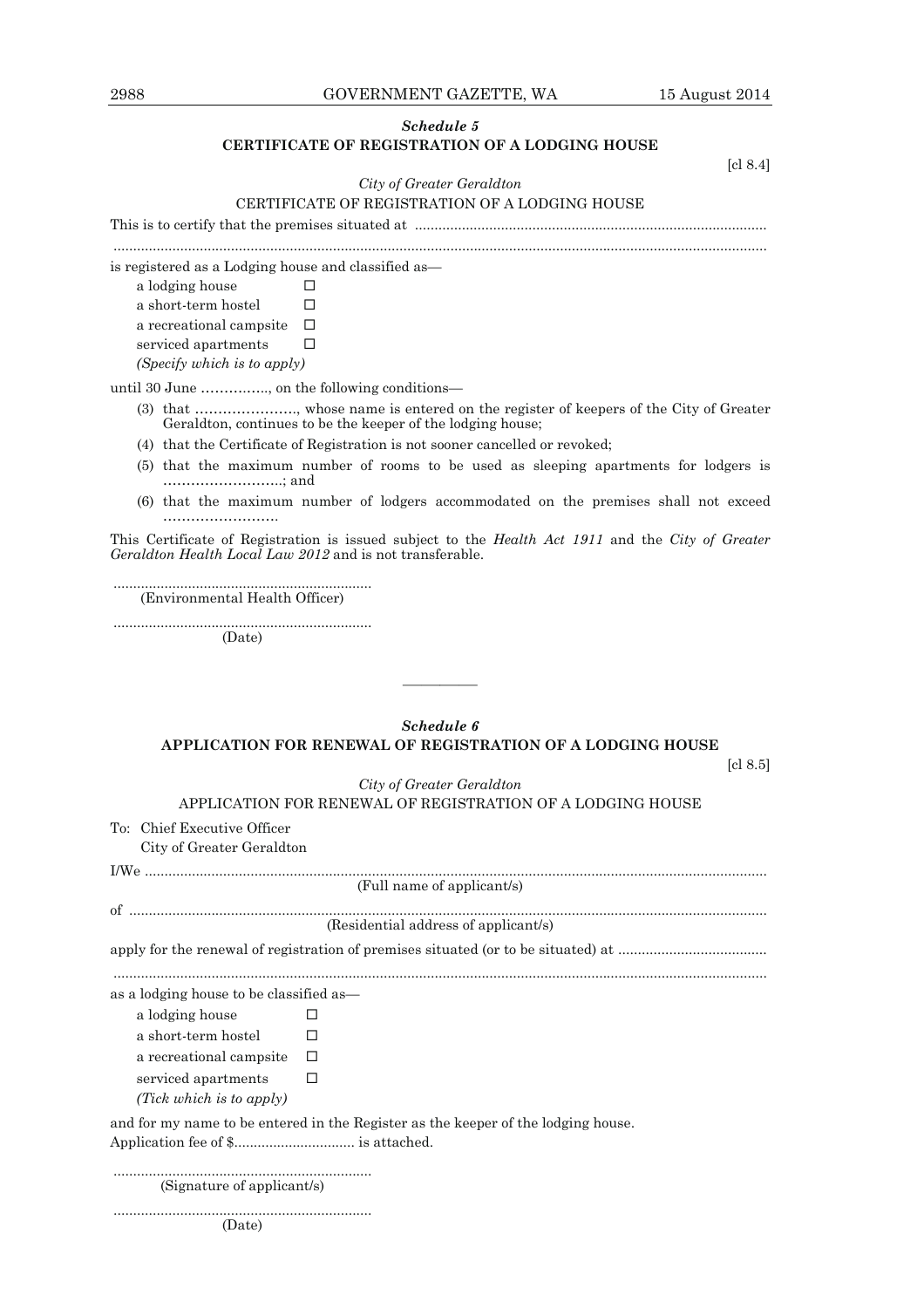### *Schedule 5*

**CERTIFICATE OF REGISTRATION OF A LODGING HOUSE**

[cl 8.4]

*City of Greater Geraldton*

CERTIFICATE OF REGISTRATION OF A LODGING HOUSE

This is to certify that the premises situated at ..........................................................................................

.........................................................................................................................................................

is registered as a Lodging house and classified as—

a lodging house ☐
a short-term hostel ☐
a recreational campsite ☐
serviced apartments ☐
*(Specify which is to apply)*

until 30 June ……………, on the following conditions—

(3) that ……………………, whose name is entered on the register of keepers of the City of Greater Geraldton, continues to be the keeper of the lodging house;

(4) that the Certificate of Registration is not sooner cancelled or revoked;

(5) that the maximum number of rooms to be used as sleeping apartments for lodgers is ……………………..; and

(6) that the maximum number of lodgers accommodated on the premises shall not exceed …………………….

This Certificate of Registration is issued subject to the *Health Act 1911* and the *City of Greater Geraldton Health Local Law 2012* and is not transferable.

..................................................................
(Environmental Health Officer)

..................................................................
(Date)

---

### *Schedule 6*

**APPLICATION FOR RENEWAL OF REGISTRATION OF A LODGING HOUSE**

[cl 8.5]

*City of Greater Geraldton*

APPLICATION FOR RENEWAL OF REGISTRATION OF A LODGING HOUSE

To: Chief Executive Officer
City of Greater Geraldton

I/We .................................................................................................................................................
(Full name of applicant/s)

of .....................................................................................................................................................
(Residential address of applicant/s)

apply for the renewal of registration of premises situated (or to be situated) at ......................................

.........................................................................................................................................................

as a lodging house to be classified as—

a lodging house ☐
a short-term hostel ☐
a recreational campsite ☐
serviced apartments ☐
*(Tick which is to apply)*

and for my name to be entered in the Register as the keeper of the lodging house.
Application fee of $.............................. is attached.

..................................................................
(Signature of applicant/s)

..................................................................
(Date)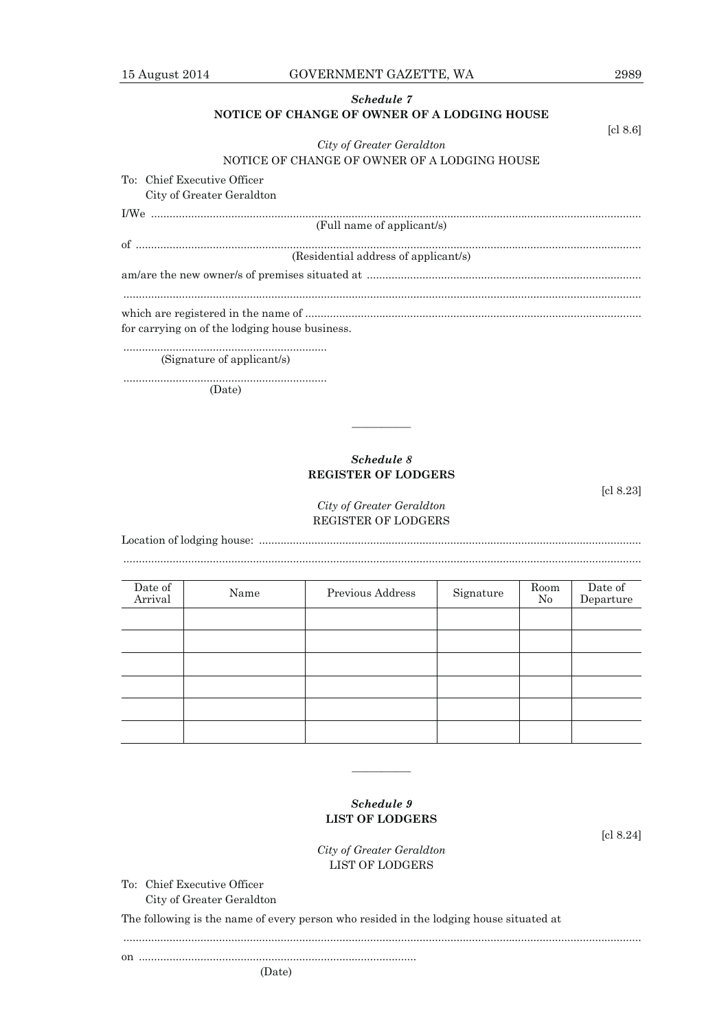*Schedule 7*

**NOTICE OF CHANGE OF OWNER OF A LODGING HOUSE**

[cl 8.6]

*City of Greater Geraldton*

NOTICE OF CHANGE OF OWNER OF A LODGING HOUSE

To: Chief Executive Officer
City of Greater Geraldton

I/We ..................................................................................................................................................
(Full name of applicant/s)

of .......................................................................................................................................................
(Residential address of applicant/s)

am/are the new owner/s of premises situated at ..........................................................................................

.............................................................................................................................................................

which are registered in the name of .............................................................................................................
for carrying on of the lodging house business.

..................................................................
(Signature of applicant/s)

..................................................................
(Date)

---

*Schedule 8*

**REGISTER OF LODGERS**

[cl 8.23]

*City of Greater Geraldton*

REGISTER OF LODGERS

Location of lodging house: ..........................................................................................................................

.............................................................................................................................................................

| Date of Arrival | Name | Previous Address | Signature | Room No | Date of Departure |
|---|---|---|---|---|---|
| | | | | | |
| | | | | | |
| | | | | | |
| | | | | | |
| | | | | | |
| | | | | | |

---

*Schedule 9*

**LIST OF LODGERS**

[cl 8.24]

*City of Greater Geraldton*

LIST OF LODGERS

To: Chief Executive Officer
City of Greater Geraldton

The following is the name of every person who resided in the lodging house situated at

.............................................................................................................................................................

on ..........................................................................................
(Date)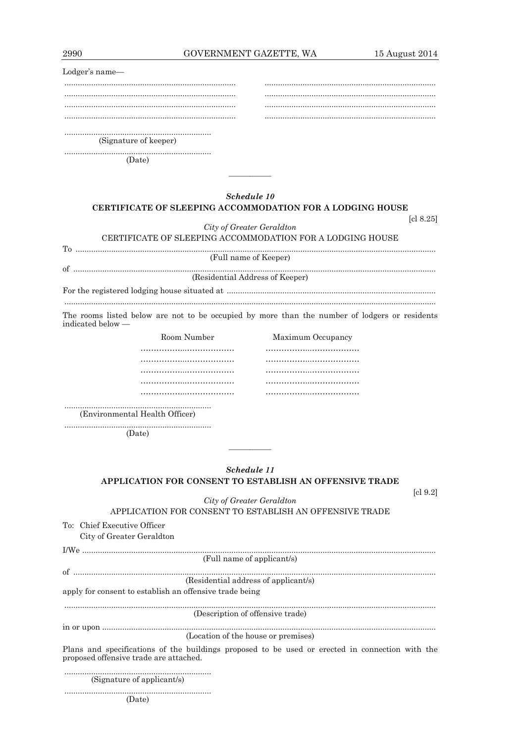Lodger's name—

............................................................................ ............................................................................
............................................................................ ............................................................................
............................................................................ ............................................................................
............................................................................ ............................................................................

.................................................................
(Signature of keeper)

.................................................................
(Date)

---

### *Schedule 10*

### CERTIFICATE OF SLEEPING ACCOMMODATION FOR A LODGING HOUSE

[cl 8.25]

*City of Greater Geraldton*

CERTIFICATE OF SLEEPING ACCOMMODATION FOR A LODGING HOUSE

To ..............................................................................................................................................................
(Full name of Keeper)

of ..............................................................................................................................................................
(Residential Address of Keeper)

For the registered lodging house situated at ............................................................................................

....................................................................................................................................................................

The rooms listed below are not to be occupied by more than the number of lodgers or residents indicated below —

| Room Number | Maximum Occupancy |
|---|---|
| ..................................... | ..................................... |
| ..................................... | ..................................... |
| ..................................... | ..................................... |
| ..................................... | ..................................... |
| ..................................... | ..................................... |

.................................................................
(Environmental Health Officer)

.................................................................
(Date)

---

### *Schedule 11*

### APPLICATION FOR CONSENT TO ESTABLISH AN OFFENSIVE TRADE

[cl 9.2]

*City of Greater Geraldton*

APPLICATION FOR CONSENT TO ESTABLISH AN OFFENSIVE TRADE

To: Chief Executive Officer
City of Greater Geraldton

I/We ...........................................................................................................................................................
(Full name of applicant/s)

of ..............................................................................................................................................................
(Residential address of applicant/s)

apply for consent to establish an offensive trade being

....................................................................................................................................................................
(Description of offensive trade)

in or upon ...................................................................................................................................................
(Location of the house or premises)

Plans and specifications of the buildings proposed to be used or erected in connection with the proposed offensive trade are attached.

.................................................................
(Signature of applicant/s)

.................................................................
(Date)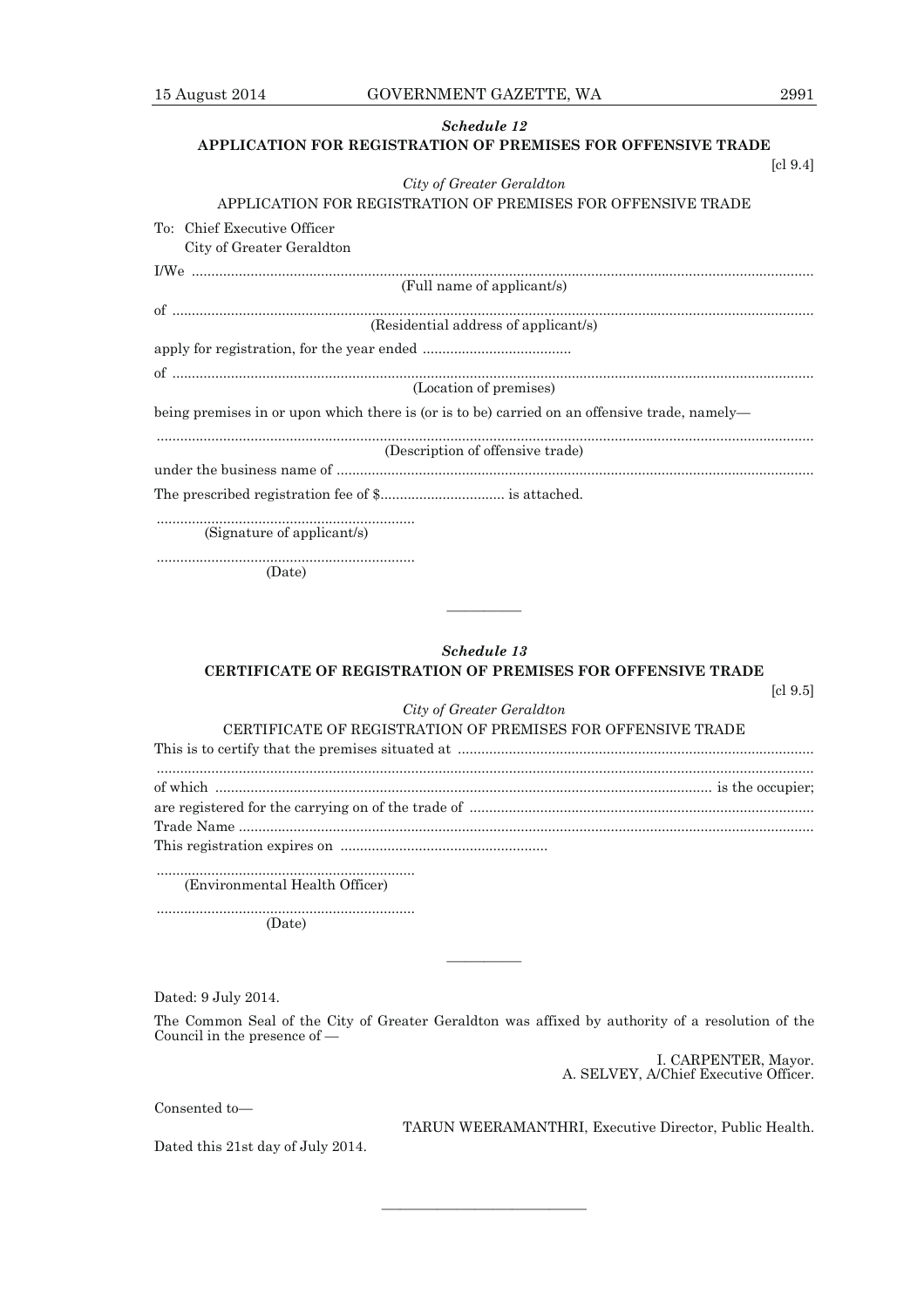*Schedule 12*

**APPLICATION FOR REGISTRATION OF PREMISES FOR OFFENSIVE TRADE**

[cl 9.4]

*City of Greater Geraldton*

APPLICATION FOR REGISTRATION OF PREMISES FOR OFFENSIVE TRADE

To: Chief Executive Officer
City of Greater Geraldton

I/We ..............................................................................................................................................
(Full name of applicant/s)

of ..................................................................................................................................................
(Residential address of applicant/s)

apply for registration, for the year ended ......................................

of ..................................................................................................................................................
(Location of premises)

being premises in or upon which there is (or is to be) carried on an offensive trade, namely—

.....................................................................................................................................................
(Description of offensive trade)

under the business name of ..........................................................................................................

The prescribed registration fee of $................................ is attached.

..................................................................
(Signature of applicant/s)

..................................................................
(Date)

————

*Schedule 13*

**CERTIFICATE OF REGISTRATION OF PREMISES FOR OFFENSIVE TRADE**

[cl 9.5]

*City of Greater Geraldton*

CERTIFICATE OF REGISTRATION OF PREMISES FOR OFFENSIVE TRADE

This is to certify that the premises situated at ..........................................................................................

.....................................................................................................................................................

of which ............................................................................................................................ is the occupier;

are registered for the carrying on of the trade of .......................................................................................

Trade Name ..................................................................................................................................

This registration expires on .....................................................

..................................................................
(Environmental Health Officer)

..................................................................
(Date)

————

Dated: 9 July 2014.

The Common Seal of the City of Greater Geraldton was affixed by authority of a resolution of the Council in the presence of —

I. CARPENTER, Mayor.
A. SELVEY, A/Chief Executive Officer.

Consented to—

TARUN WEERAMANTHRI, Executive Director, Public Health.

Dated this 21st day of July 2014.

———————————